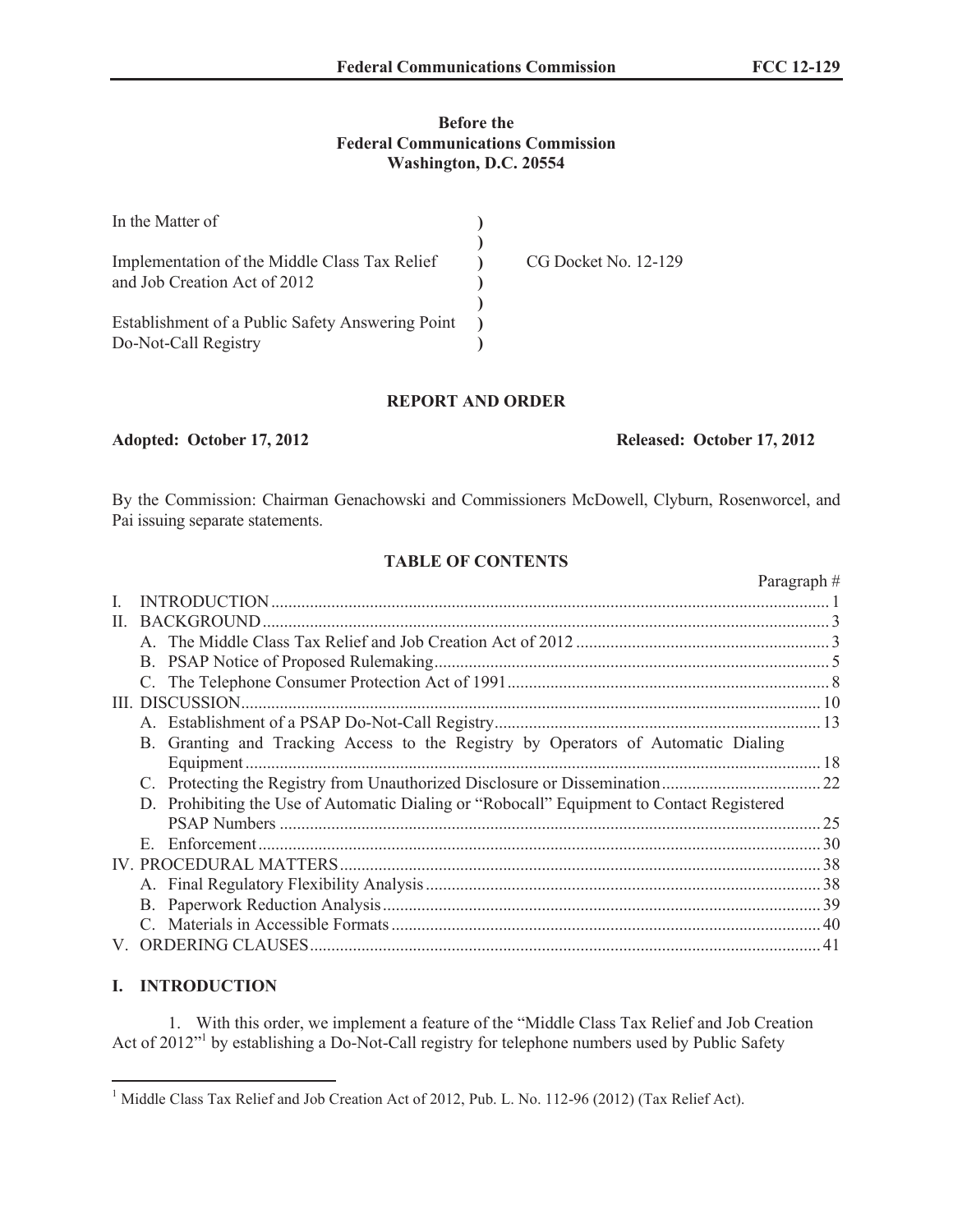**Before the**
**Federal Communications Commission**
**Washington, D.C. 20554**

| | | |
|---|---|---|
| In the Matter of | ) | |
| | ) | |
| Implementation of the Middle Class Tax Relief and Job Creation Act of 2012 | ) | CG Docket No. 12-129 |
| | ) | |
| Establishment of a Public Safety Answering Point Do-Not-Call Registry | ) | |

# REPORT AND ORDER

**Adopted: October 17, 2012** **Released: October 17, 2012**

By the Commission: Chairman Genachowski and Commissioners McDowell, Clyburn, Rosenworcel, and Pai issuing separate statements.

## TABLE OF CONTENTS

| | Paragraph # |
|---|---|
| I. INTRODUCTION | 1 |
| II. BACKGROUND | 3 |
| A. The Middle Class Tax Relief and Job Creation Act of 2012 | 3 |
| B. PSAP Notice of Proposed Rulemaking | 5 |
| C. The Telephone Consumer Protection Act of 1991 | 8 |
| III. DISCUSSION | 10 |
| A. Establishment of a PSAP Do-Not-Call Registry | 13 |
| B. Granting and Tracking Access to the Registry by Operators of Automatic Dialing Equipment | 18 |
| C. Protecting the Registry from Unauthorized Disclosure or Dissemination | 22 |
| D. Prohibiting the Use of Automatic Dialing or "Robocall" Equipment to Contact Registered PSAP Numbers | 25 |
| E. Enforcement | 30 |
| IV. PROCEDURAL MATTERS | 38 |
| A. Final Regulatory Flexibility Analysis | 38 |
| B. Paperwork Reduction Analysis | 39 |
| C. Materials in Accessible Formats | 40 |
| V. ORDERING CLAUSES | 41 |

## I. INTRODUCTION

1. With this order, we implement a feature of the "Middle Class Tax Relief and Job Creation Act of 2012"[1] by establishing a Do-Not-Call registry for telephone numbers used by Public Safety

[1] Middle Class Tax Relief and Job Creation Act of 2012, Pub. L. No. 112-96 (2012) (Tax Relief Act).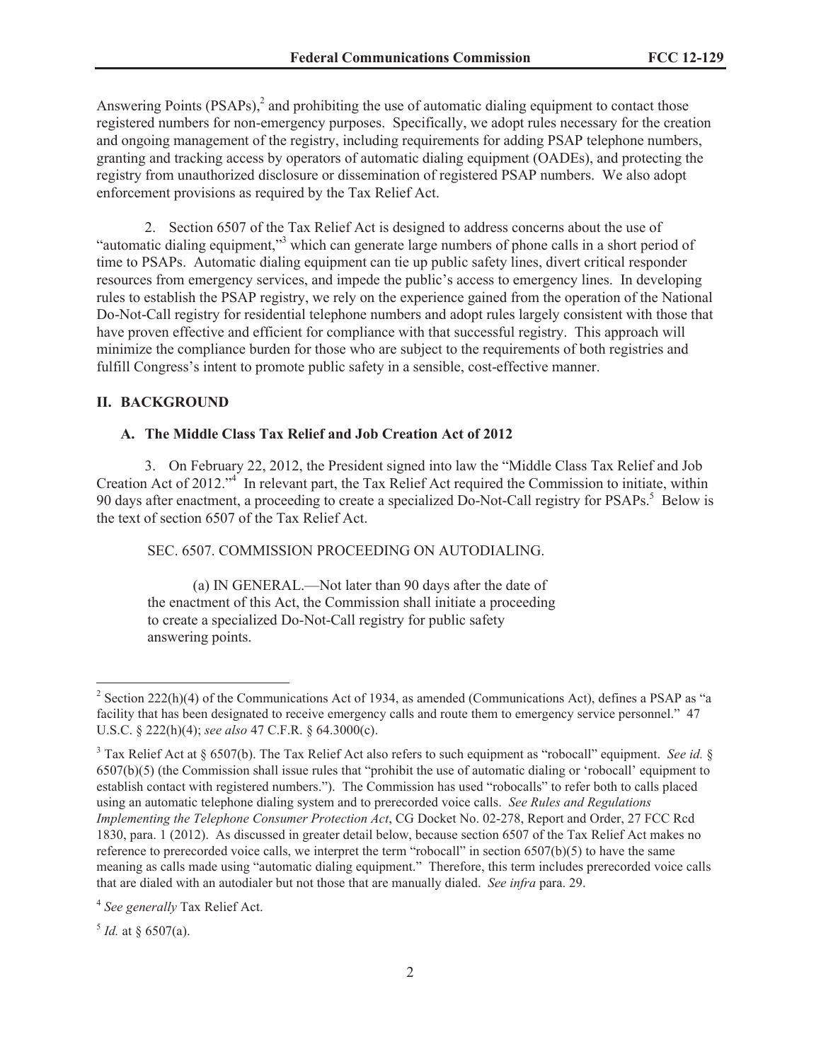Answering Points (PSAPs),[2] and prohibiting the use of automatic dialing equipment to contact those registered numbers for non-emergency purposes. Specifically, we adopt rules necessary for the creation and ongoing management of the registry, including requirements for adding PSAP telephone numbers, granting and tracking access by operators of automatic dialing equipment (OADEs), and protecting the registry from unauthorized disclosure or dissemination of registered PSAP numbers. We also adopt enforcement provisions as required by the Tax Relief Act.

2. Section 6507 of the Tax Relief Act is designed to address concerns about the use of "automatic dialing equipment,"[3] which can generate large numbers of phone calls in a short period of time to PSAPs. Automatic dialing equipment can tie up public safety lines, divert critical responder resources from emergency services, and impede the public's access to emergency lines. In developing rules to establish the PSAP registry, we rely on the experience gained from the operation of the National Do-Not-Call registry for residential telephone numbers and adopt rules largely consistent with those that have proven effective and efficient for compliance with that successful registry. This approach will minimize the compliance burden for those who are subject to the requirements of both registries and fulfill Congress's intent to promote public safety in a sensible, cost-effective manner.

## II. BACKGROUND

### A. The Middle Class Tax Relief and Job Creation Act of 2012

3. On February 22, 2012, the President signed into law the "Middle Class Tax Relief and Job Creation Act of 2012."[4] In relevant part, the Tax Relief Act required the Commission to initiate, within 90 days after enactment, a proceeding to create a specialized Do-Not-Call registry for PSAPs.[5] Below is the text of section 6507 of the Tax Relief Act.

> SEC. 6507. COMMISSION PROCEEDING ON AUTODIALING.
>
> (a) IN GENERAL.—Not later than 90 days after the date of the enactment of this Act, the Commission shall initiate a proceeding to create a specialized Do-Not-Call registry for public safety answering points.

---

[2] Section 222(h)(4) of the Communications Act of 1934, as amended (Communications Act), defines a PSAP as "a facility that has been designated to receive emergency calls and route them to emergency service personnel." 47 U.S.C. § 222(h)(4); *see also* 47 C.F.R. § 64.3000(c).

[3] Tax Relief Act at § 6507(b). The Tax Relief Act also refers to such equipment as "robocall" equipment. *See id.* § 6507(b)(5) (the Commission shall issue rules that "prohibit the use of automatic dialing or 'robocall' equipment to establish contact with registered numbers."). The Commission has used "robocalls" to refer both to calls placed using an automatic telephone dialing system and to prerecorded voice calls. *See Rules and Regulations Implementing the Telephone Consumer Protection Act*, CG Docket No. 02-278, Report and Order, 27 FCC Rcd 1830, para. 1 (2012). As discussed in greater detail below, because section 6507 of the Tax Relief Act makes no reference to prerecorded voice calls, we interpret the term "robocall" in section 6507(b)(5) to have the same meaning as calls made using "automatic dialing equipment." Therefore, this term includes prerecorded voice calls that are dialed with an autodialer but not those that are manually dialed. *See infra* para. 29.

[4] *See generally* Tax Relief Act.

[5] *Id.* at § 6507(a).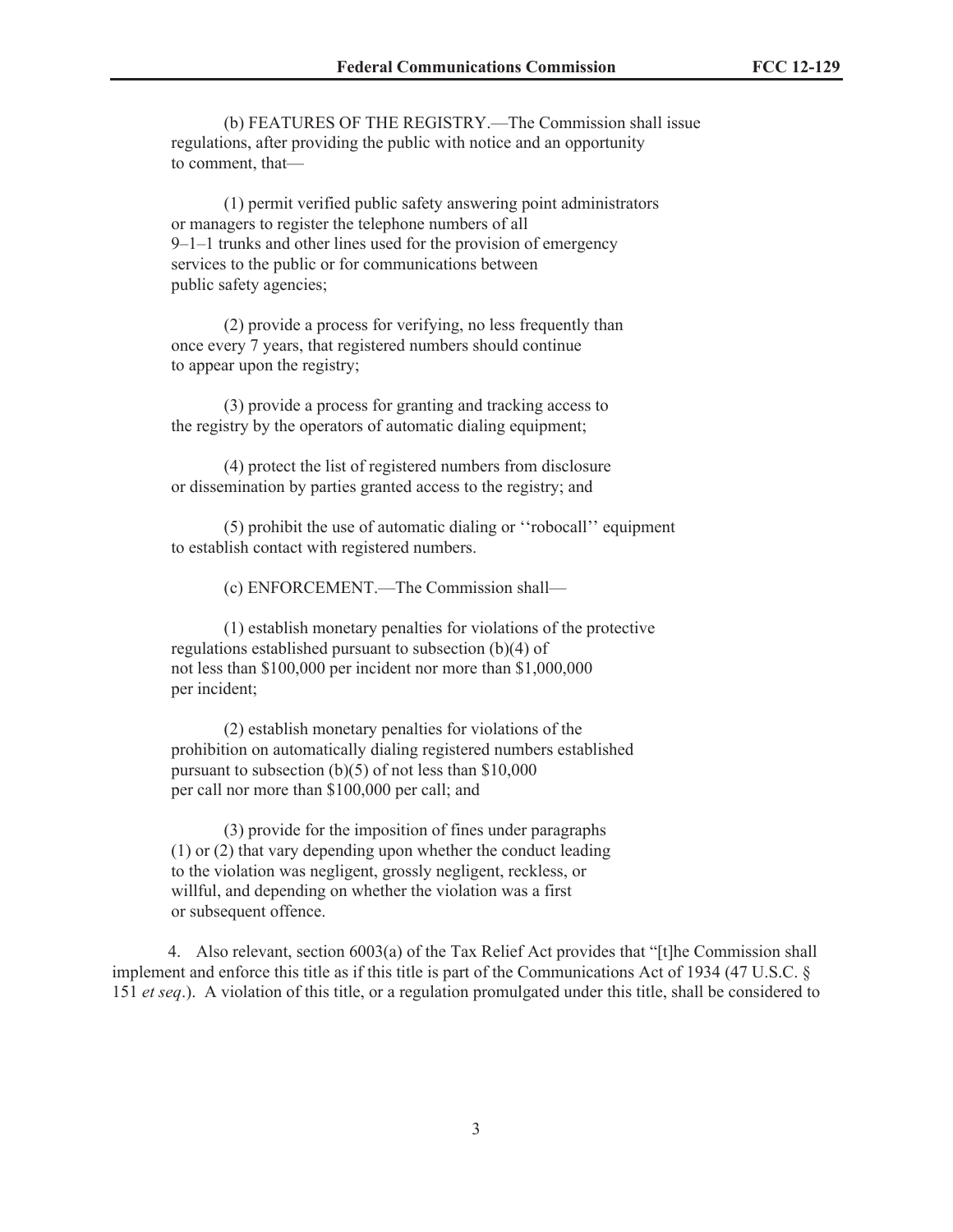(b) FEATURES OF THE REGISTRY.—The Commission shall issue regulations, after providing the public with notice and an opportunity to comment, that—

(1) permit verified public safety answering point administrators or managers to register the telephone numbers of all 9–1–1 trunks and other lines used for the provision of emergency services to the public or for communications between public safety agencies;

(2) provide a process for verifying, no less frequently than once every 7 years, that registered numbers should continue to appear upon the registry;

(3) provide a process for granting and tracking access to the registry by the operators of automatic dialing equipment;

(4) protect the list of registered numbers from disclosure or dissemination by parties granted access to the registry; and

(5) prohibit the use of automatic dialing or ''robocall'' equipment to establish contact with registered numbers.

(c) ENFORCEMENT.—The Commission shall—

(1) establish monetary penalties for violations of the protective regulations established pursuant to subsection (b)(4) of not less than $100,000 per incident nor more than $1,000,000 per incident;

(2) establish monetary penalties for violations of the prohibition on automatically dialing registered numbers established pursuant to subsection (b)(5) of not less than $10,000 per call nor more than $100,000 per call; and

(3) provide for the imposition of fines under paragraphs (1) or (2) that vary depending upon whether the conduct leading to the violation was negligent, grossly negligent, reckless, or willful, and depending on whether the violation was a first or subsequent offence.

4. Also relevant, section 6003(a) of the Tax Relief Act provides that "[t]he Commission shall implement and enforce this title as if this title is part of the Communications Act of 1934 (47 U.S.C. § 151 *et seq*.). A violation of this title, or a regulation promulgated under this title, shall be considered to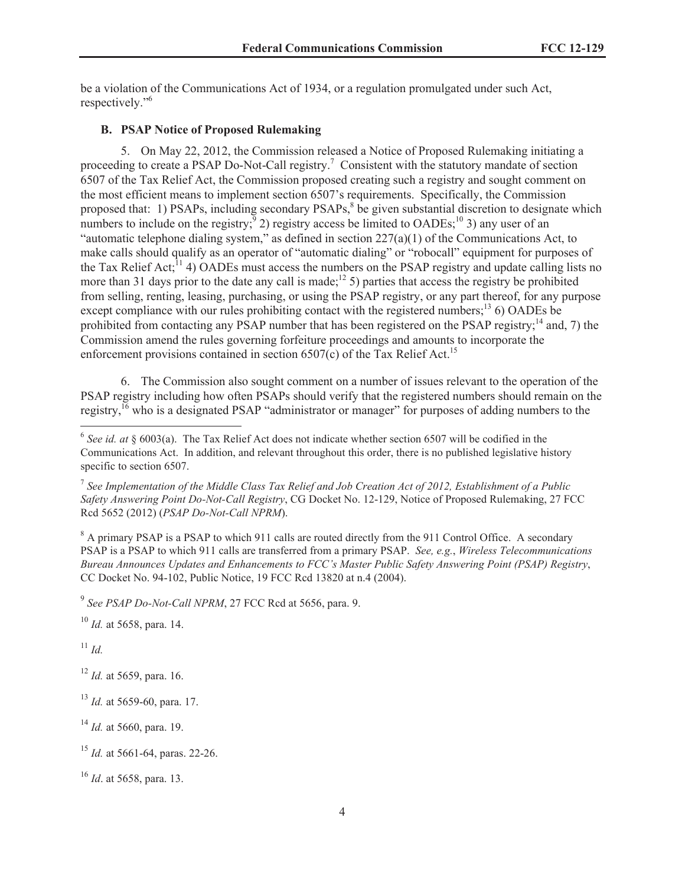be a violation of the Communications Act of 1934, or a regulation promulgated under such Act, respectively."[6]

### B. PSAP Notice of Proposed Rulemaking

5. On May 22, 2012, the Commission released a Notice of Proposed Rulemaking initiating a proceeding to create a PSAP Do-Not-Call registry.[7] Consistent with the statutory mandate of section 6507 of the Tax Relief Act, the Commission proposed creating such a registry and sought comment on the most efficient means to implement section 6507's requirements. Specifically, the Commission proposed that: 1) PSAPs, including secondary PSAPs,[8] be given substantial discretion to designate which numbers to include on the registry;[9] 2) registry access be limited to OADEs;[10] 3) any user of an "automatic telephone dialing system," as defined in section 227(a)(1) of the Communications Act, to make calls should qualify as an operator of "automatic dialing" or "robocall" equipment for purposes of the Tax Relief Act;[11] 4) OADEs must access the numbers on the PSAP registry and update calling lists no more than 31 days prior to the date any call is made;[12] 5) parties that access the registry be prohibited from selling, renting, leasing, purchasing, or using the PSAP registry, or any part thereof, for any purpose except compliance with our rules prohibiting contact with the registered numbers;[13] 6) OADEs be prohibited from contacting any PSAP number that has been registered on the PSAP registry;[14] and, 7) the Commission amend the rules governing forfeiture proceedings and amounts to incorporate the enforcement provisions contained in section 6507(c) of the Tax Relief Act.[15]

6. The Commission also sought comment on a number of issues relevant to the operation of the PSAP registry including how often PSAPs should verify that the registered numbers should remain on the registry,[16] who is a designated PSAP "administrator or manager" for purposes of adding numbers to the

---

[6] *See id. at* § 6003(a). The Tax Relief Act does not indicate whether section 6507 will be codified in the Communications Act. In addition, and relevant throughout this order, there is no published legislative history specific to section 6507.

[7] *See Implementation of the Middle Class Tax Relief and Job Creation Act of 2012, Establishment of a Public Safety Answering Point Do-Not-Call Registry*, CG Docket No. 12-129, Notice of Proposed Rulemaking, 27 FCC Rcd 5652 (2012) (*PSAP Do-Not-Call NPRM*).

[8] A primary PSAP is a PSAP to which 911 calls are routed directly from the 911 Control Office. A secondary PSAP is a PSAP to which 911 calls are transferred from a primary PSAP. *See, e.g.*, *Wireless Telecommunications Bureau Announces Updates and Enhancements to FCC's Master Public Safety Answering Point (PSAP) Registry*, CC Docket No. 94-102, Public Notice, 19 FCC Rcd 13820 at n.4 (2004).

[9] *See PSAP Do-Not-Call NPRM*, 27 FCC Rcd at 5656, para. 9.

[10] *Id.* at 5658, para. 14.

[11] *Id.*

[12] *Id.* at 5659, para. 16.

[13] *Id.* at 5659-60, para. 17.

[14] *Id.* at 5660, para. 19.

[15] *Id.* at 5661-64, paras. 22-26.

[16] *Id*. at 5658, para. 13.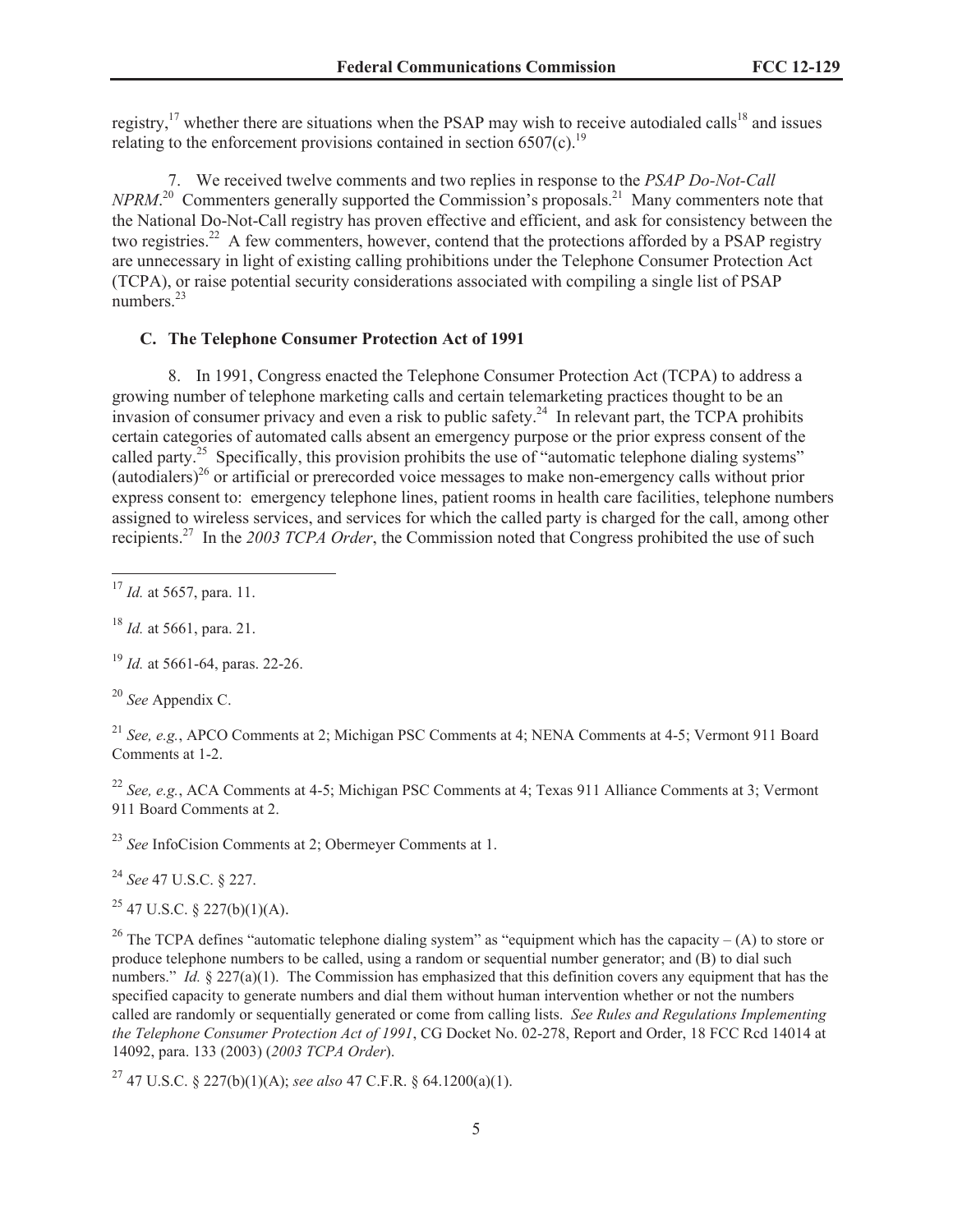registry,[17] whether there are situations when the PSAP may wish to receive autodialed calls[18] and issues relating to the enforcement provisions contained in section 6507(c).[19]

7. We received twelve comments and two replies in response to the *PSAP Do-Not-Call NPRM*.[20] Commenters generally supported the Commission's proposals.[21] Many commenters note that the National Do-Not-Call registry has proven effective and efficient, and ask for consistency between the two registries.[22] A few commenters, however, contend that the protections afforded by a PSAP registry are unnecessary in light of existing calling prohibitions under the Telephone Consumer Protection Act (TCPA), or raise potential security considerations associated with compiling a single list of PSAP numbers.[23]

### C. The Telephone Consumer Protection Act of 1991

8. In 1991, Congress enacted the Telephone Consumer Protection Act (TCPA) to address a growing number of telephone marketing calls and certain telemarketing practices thought to be an invasion of consumer privacy and even a risk to public safety.[24] In relevant part, the TCPA prohibits certain categories of automated calls absent an emergency purpose or the prior express consent of the called party.[25] Specifically, this provision prohibits the use of "automatic telephone dialing systems" (autodialers)[26] or artificial or prerecorded voice messages to make non-emergency calls without prior express consent to: emergency telephone lines, patient rooms in health care facilities, telephone numbers assigned to wireless services, and services for which the called party is charged for the call, among other recipients.[27] In the *2003 TCPA Order*, the Commission noted that Congress prohibited the use of such

---

[17] *Id.* at 5657, para. 11.

[18] *Id.* at 5661, para. 21.

[19] *Id.* at 5661-64, paras. 22-26.

[20] *See* Appendix C.

[21] *See, e.g.*, APCO Comments at 2; Michigan PSC Comments at 4; NENA Comments at 4-5; Vermont 911 Board Comments at 1-2.

[22] *See, e.g.*, ACA Comments at 4-5; Michigan PSC Comments at 4; Texas 911 Alliance Comments at 3; Vermont 911 Board Comments at 2.

[23] *See* InfoCision Comments at 2; Obermeyer Comments at 1.

[24] *See* 47 U.S.C. § 227.

[25] 47 U.S.C. § 227(b)(1)(A).

[26] The TCPA defines "automatic telephone dialing system" as "equipment which has the capacity – (A) to store or produce telephone numbers to be called, using a random or sequential number generator; and (B) to dial such numbers." *Id.* § 227(a)(1). The Commission has emphasized that this definition covers any equipment that has the specified capacity to generate numbers and dial them without human intervention whether or not the numbers called are randomly or sequentially generated or come from calling lists. *See Rules and Regulations Implementing the Telephone Consumer Protection Act of 1991*, CG Docket No. 02-278, Report and Order, 18 FCC Rcd 14014 at 14092, para. 133 (2003) (*2003 TCPA Order*).

[27] 47 U.S.C. § 227(b)(1)(A); *see also* 47 C.F.R. § 64.1200(a)(1).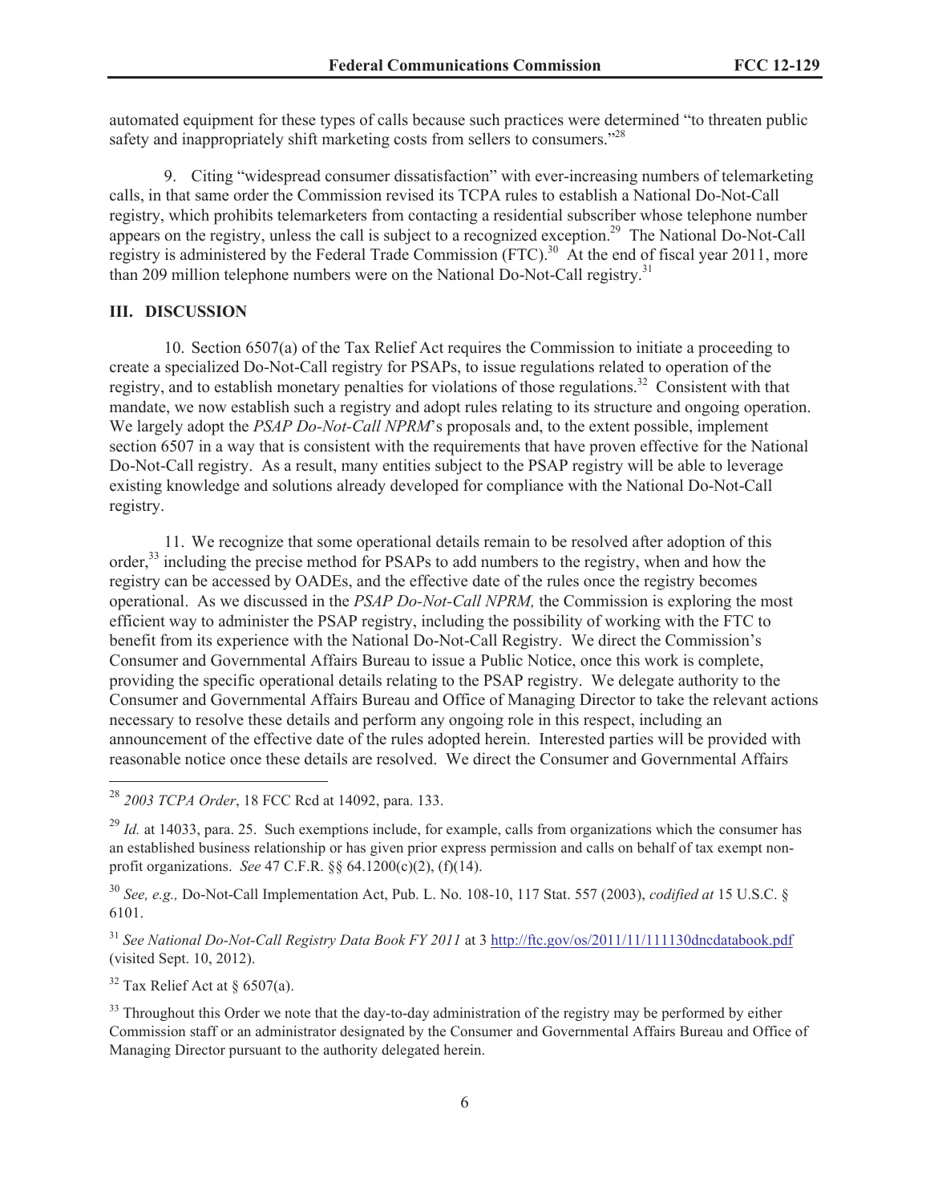automated equipment for these types of calls because such practices were determined "to threaten public safety and inappropriately shift marketing costs from sellers to consumers."[28]

9. Citing "widespread consumer dissatisfaction" with ever-increasing numbers of telemarketing calls, in that same order the Commission revised its TCPA rules to establish a National Do-Not-Call registry, which prohibits telemarketers from contacting a residential subscriber whose telephone number appears on the registry, unless the call is subject to a recognized exception.[29] The National Do-Not-Call registry is administered by the Federal Trade Commission (FTC).[30] At the end of fiscal year 2011, more than 209 million telephone numbers were on the National Do-Not-Call registry.[31]

## III. DISCUSSION

10. Section 6507(a) of the Tax Relief Act requires the Commission to initiate a proceeding to create a specialized Do-Not-Call registry for PSAPs, to issue regulations related to operation of the registry, and to establish monetary penalties for violations of those regulations.[32] Consistent with that mandate, we now establish such a registry and adopt rules relating to its structure and ongoing operation. We largely adopt the *PSAP Do-Not-Call NPRM*'s proposals and, to the extent possible, implement section 6507 in a way that is consistent with the requirements that have proven effective for the National Do-Not-Call registry. As a result, many entities subject to the PSAP registry will be able to leverage existing knowledge and solutions already developed for compliance with the National Do-Not-Call registry.

11. We recognize that some operational details remain to be resolved after adoption of this order,[33] including the precise method for PSAPs to add numbers to the registry, when and how the registry can be accessed by OADEs, and the effective date of the rules once the registry becomes operational. As we discussed in the *PSAP Do-Not-Call NPRM,* the Commission is exploring the most efficient way to administer the PSAP registry, including the possibility of working with the FTC to benefit from its experience with the National Do-Not-Call Registry. We direct the Commission's Consumer and Governmental Affairs Bureau to issue a Public Notice, once this work is complete, providing the specific operational details relating to the PSAP registry. We delegate authority to the Consumer and Governmental Affairs Bureau and Office of Managing Director to take the relevant actions necessary to resolve these details and perform any ongoing role in this respect, including an announcement of the effective date of the rules adopted herein. Interested parties will be provided with reasonable notice once these details are resolved. We direct the Consumer and Governmental Affairs

---

[28] *2003 TCPA Order*, 18 FCC Rcd at 14092, para. 133.

[29] *Id.* at 14033, para. 25. Such exemptions include, for example, calls from organizations which the consumer has an established business relationship or has given prior express permission and calls on behalf of tax exempt non-profit organizations. *See* 47 C.F.R. §§ 64.1200(c)(2), (f)(14).

[30] *See, e.g.,* Do-Not-Call Implementation Act, Pub. L. No. 108-10, 117 Stat. 557 (2003), *codified at* 15 U.S.C. § 6101.

[31] *See National Do-Not-Call Registry Data Book FY 2011* at 3 http://ftc.gov/os/2011/11/111130dncdatabook.pdf (visited Sept. 10, 2012).

[32] Tax Relief Act at § 6507(a).

[33] Throughout this Order we note that the day-to-day administration of the registry may be performed by either Commission staff or an administrator designated by the Consumer and Governmental Affairs Bureau and Office of Managing Director pursuant to the authority delegated herein.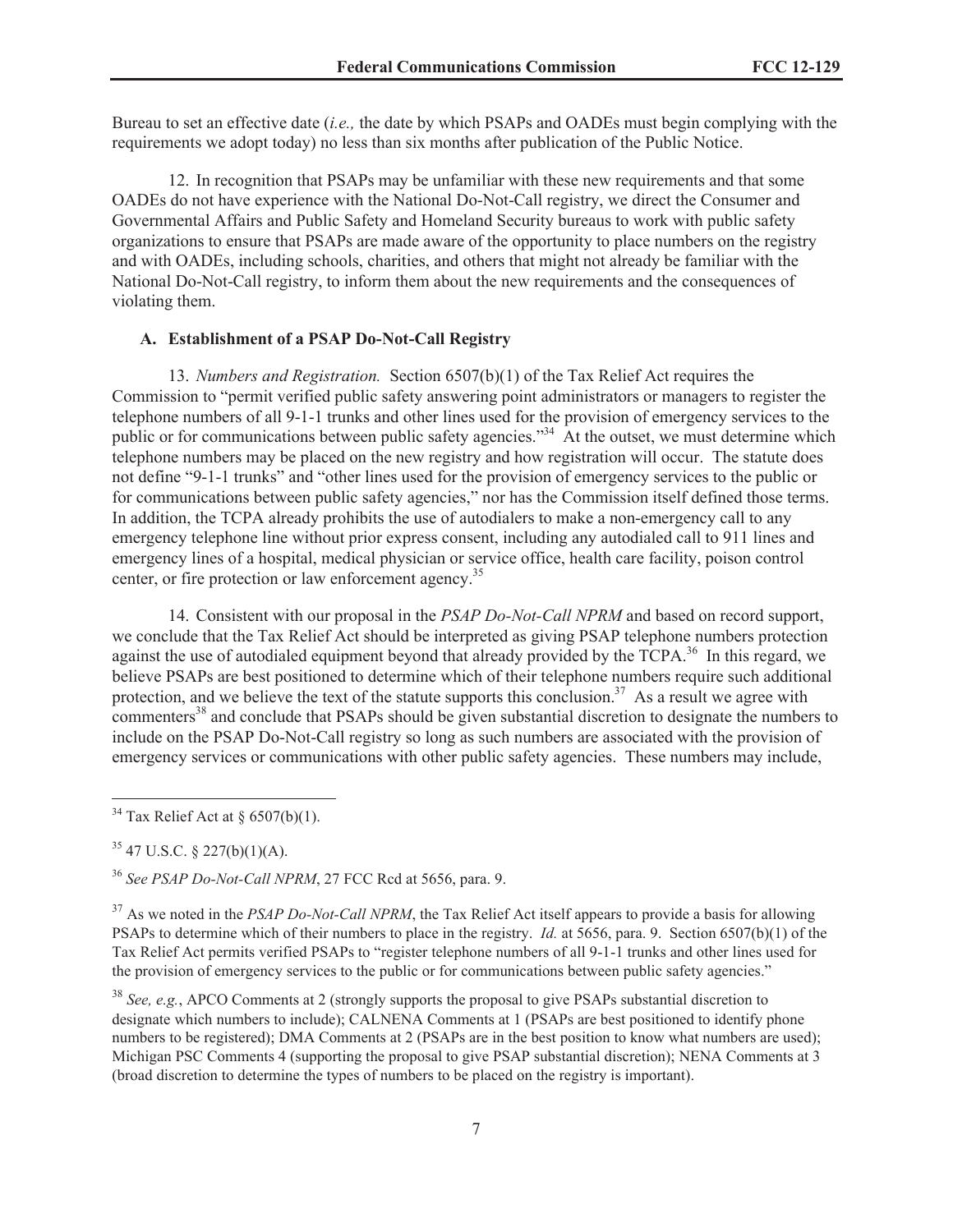Bureau to set an effective date (*i.e.,* the date by which PSAPs and OADEs must begin complying with the requirements we adopt today) no less than six months after publication of the Public Notice.

12. In recognition that PSAPs may be unfamiliar with these new requirements and that some OADEs do not have experience with the National Do-Not-Call registry, we direct the Consumer and Governmental Affairs and Public Safety and Homeland Security bureaus to work with public safety organizations to ensure that PSAPs are made aware of the opportunity to place numbers on the registry and with OADEs, including schools, charities, and others that might not already be familiar with the National Do-Not-Call registry, to inform them about the new requirements and the consequences of violating them.

### A. Establishment of a PSAP Do-Not-Call Registry

13. *Numbers and Registration.* Section 6507(b)(1) of the Tax Relief Act requires the Commission to "permit verified public safety answering point administrators or managers to register the telephone numbers of all 9-1-1 trunks and other lines used for the provision of emergency services to the public or for communications between public safety agencies."[34] At the outset, we must determine which telephone numbers may be placed on the new registry and how registration will occur. The statute does not define "9-1-1 trunks" and "other lines used for the provision of emergency services to the public or for communications between public safety agencies," nor has the Commission itself defined those terms. In addition, the TCPA already prohibits the use of autodialers to make a non-emergency call to any emergency telephone line without prior express consent, including any autodialed call to 911 lines and emergency lines of a hospital, medical physician or service office, health care facility, poison control center, or fire protection or law enforcement agency.[35]

14. Consistent with our proposal in the *PSAP Do-Not-Call NPRM* and based on record support, we conclude that the Tax Relief Act should be interpreted as giving PSAP telephone numbers protection against the use of autodialed equipment beyond that already provided by the TCPA.[36] In this regard, we believe PSAPs are best positioned to determine which of their telephone numbers require such additional protection, and we believe the text of the statute supports this conclusion.[37] As a result we agree with commenters[38] and conclude that PSAPs should be given substantial discretion to designate the numbers to include on the PSAP Do-Not-Call registry so long as such numbers are associated with the provision of emergency services or communications with other public safety agencies. These numbers may include,

---

[34] Tax Relief Act at § 6507(b)(1).

[35] 47 U.S.C. § 227(b)(1)(A).

[36] *See PSAP Do-Not-Call NPRM*, 27 FCC Rcd at 5656, para. 9.

[37] As we noted in the *PSAP Do-Not-Call NPRM*, the Tax Relief Act itself appears to provide a basis for allowing PSAPs to determine which of their numbers to place in the registry. *Id.* at 5656, para. 9. Section 6507(b)(1) of the Tax Relief Act permits verified PSAPs to "register telephone numbers of all 9-1-1 trunks and other lines used for the provision of emergency services to the public or for communications between public safety agencies."

[38] *See, e.g.*, APCO Comments at 2 (strongly supports the proposal to give PSAPs substantial discretion to designate which numbers to include); CALNENA Comments at 1 (PSAPs are best positioned to identify phone numbers to be registered); DMA Comments at 2 (PSAPs are in the best position to know what numbers are used); Michigan PSC Comments 4 (supporting the proposal to give PSAP substantial discretion); NENA Comments at 3 (broad discretion to determine the types of numbers to be placed on the registry is important).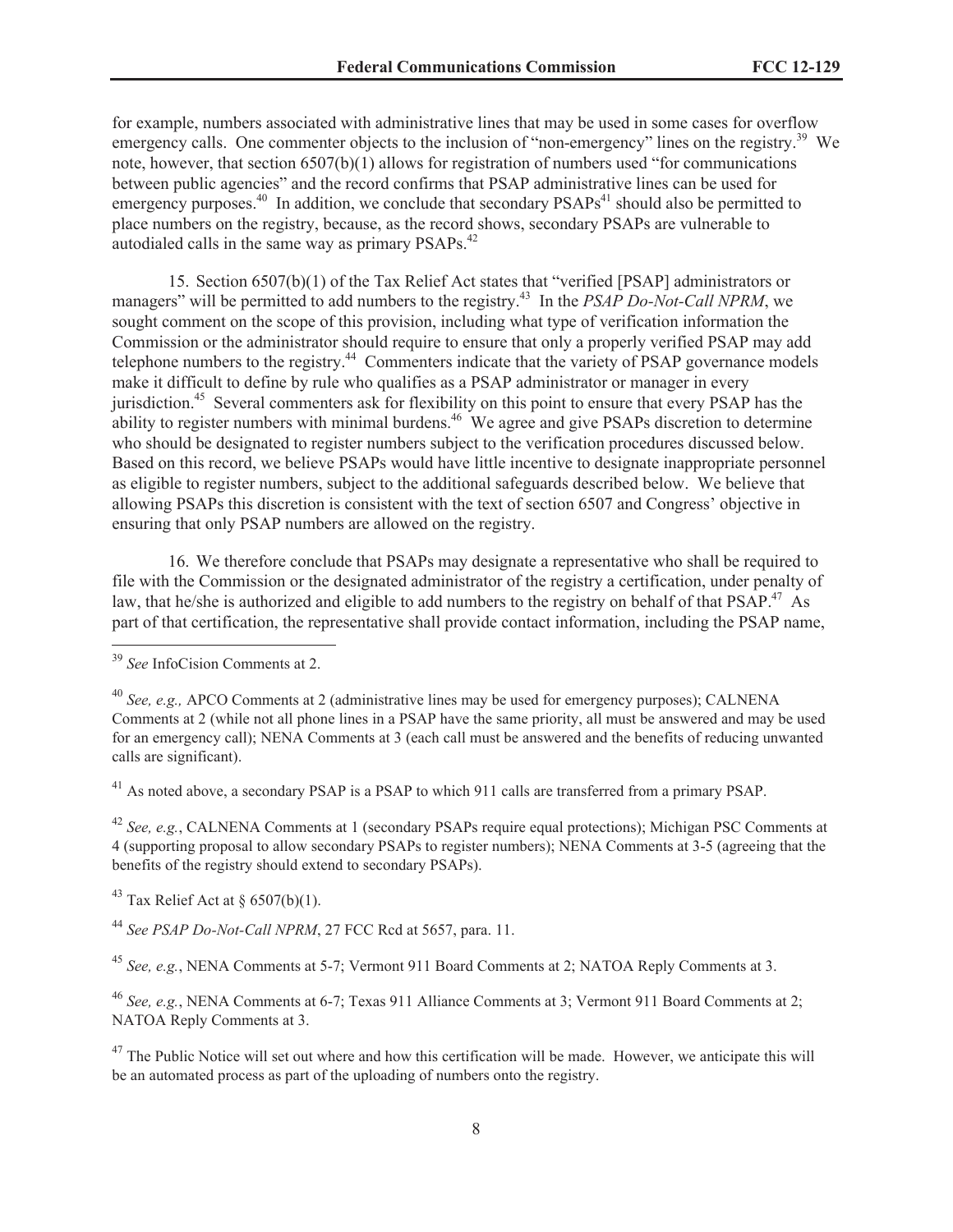for example, numbers associated with administrative lines that may be used in some cases for overflow emergency calls. One commenter objects to the inclusion of "non-emergency" lines on the registry.[39] We note, however, that section 6507(b)(1) allows for registration of numbers used "for communications between public agencies" and the record confirms that PSAP administrative lines can be used for emergency purposes.[40] In addition, we conclude that secondary PSAPs[41] should also be permitted to place numbers on the registry, because, as the record shows, secondary PSAPs are vulnerable to autodialed calls in the same way as primary PSAPs.[42]

15. Section 6507(b)(1) of the Tax Relief Act states that "verified [PSAP] administrators or managers" will be permitted to add numbers to the registry.[43] In the *PSAP Do-Not-Call NPRM*, we sought comment on the scope of this provision, including what type of verification information the Commission or the administrator should require to ensure that only a properly verified PSAP may add telephone numbers to the registry.[44] Commenters indicate that the variety of PSAP governance models make it difficult to define by rule who qualifies as a PSAP administrator or manager in every jurisdiction.[45] Several commenters ask for flexibility on this point to ensure that every PSAP has the ability to register numbers with minimal burdens.[46] We agree and give PSAPs discretion to determine who should be designated to register numbers subject to the verification procedures discussed below. Based on this record, we believe PSAPs would have little incentive to designate inappropriate personnel as eligible to register numbers, subject to the additional safeguards described below. We believe that allowing PSAPs this discretion is consistent with the text of section 6507 and Congress' objective in ensuring that only PSAP numbers are allowed on the registry.

16. We therefore conclude that PSAPs may designate a representative who shall be required to file with the Commission or the designated administrator of the registry a certification, under penalty of law, that he/she is authorized and eligible to add numbers to the registry on behalf of that PSAP.[47] As part of that certification, the representative shall provide contact information, including the PSAP name,

---

[39] *See* InfoCision Comments at 2.

[40] *See, e.g.,* APCO Comments at 2 (administrative lines may be used for emergency purposes); CALNENA Comments at 2 (while not all phone lines in a PSAP have the same priority, all must be answered and may be used for an emergency call); NENA Comments at 3 (each call must be answered and the benefits of reducing unwanted calls are significant).

[41] As noted above, a secondary PSAP is a PSAP to which 911 calls are transferred from a primary PSAP.

[42] *See, e.g.*, CALNENA Comments at 1 (secondary PSAPs require equal protections); Michigan PSC Comments at 4 (supporting proposal to allow secondary PSAPs to register numbers); NENA Comments at 3-5 (agreeing that the benefits of the registry should extend to secondary PSAPs).

[43] Tax Relief Act at § 6507(b)(1).

[44] *See PSAP Do-Not-Call NPRM*, 27 FCC Rcd at 5657, para. 11.

[45] *See, e.g.*, NENA Comments at 5-7; Vermont 911 Board Comments at 2; NATOA Reply Comments at 3.

[46] *See, e.g.*, NENA Comments at 6-7; Texas 911 Alliance Comments at 3; Vermont 911 Board Comments at 2; NATOA Reply Comments at 3.

[47] The Public Notice will set out where and how this certification will be made. However, we anticipate this will be an automated process as part of the uploading of numbers onto the registry.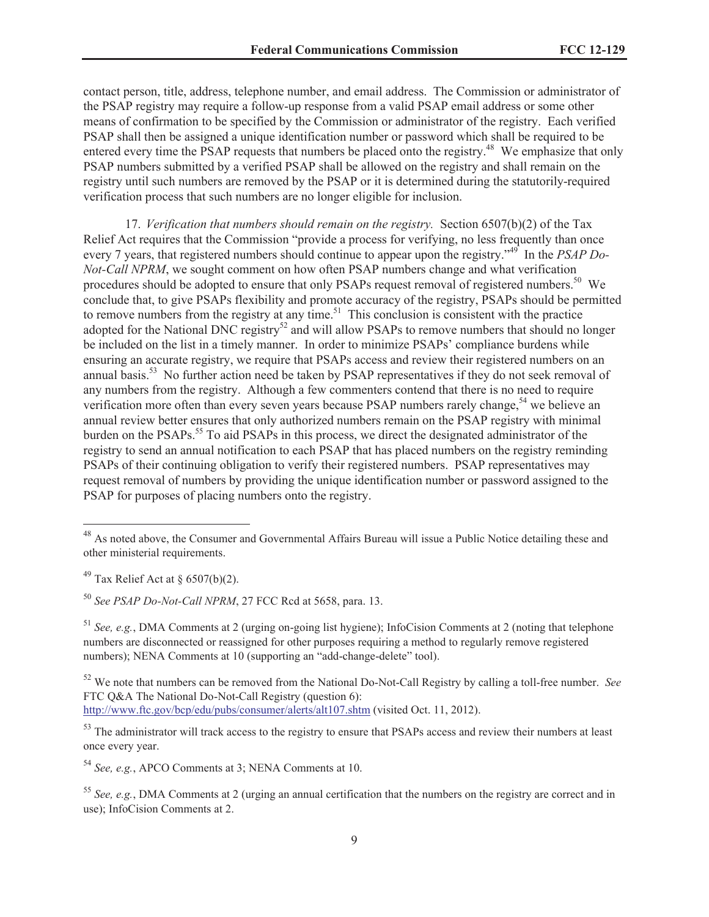contact person, title, address, telephone number, and email address. The Commission or administrator of the PSAP registry may require a follow-up response from a valid PSAP email address or some other means of confirmation to be specified by the Commission or administrator of the registry. Each verified PSAP shall then be assigned a unique identification number or password which shall be required to be entered every time the PSAP requests that numbers be placed onto the registry.[48] We emphasize that only PSAP numbers submitted by a verified PSAP shall be allowed on the registry and shall remain on the registry until such numbers are removed by the PSAP or it is determined during the statutorily-required verification process that such numbers are no longer eligible for inclusion.

17. *Verification that numbers should remain on the registry.* Section 6507(b)(2) of the Tax Relief Act requires that the Commission "provide a process for verifying, no less frequently than once every 7 years, that registered numbers should continue to appear upon the registry."[49] In the *PSAP Do-Not-Call NPRM*, we sought comment on how often PSAP numbers change and what verification procedures should be adopted to ensure that only PSAPs request removal of registered numbers.[50] We conclude that, to give PSAPs flexibility and promote accuracy of the registry, PSAPs should be permitted to remove numbers from the registry at any time.[51] This conclusion is consistent with the practice adopted for the National DNC registry[52] and will allow PSAPs to remove numbers that should no longer be included on the list in a timely manner. In order to minimize PSAPs' compliance burdens while ensuring an accurate registry, we require that PSAPs access and review their registered numbers on an annual basis.[53] No further action need be taken by PSAP representatives if they do not seek removal of any numbers from the registry. Although a few commenters contend that there is no need to require verification more often than every seven years because PSAP numbers rarely change,[54] we believe an annual review better ensures that only authorized numbers remain on the PSAP registry with minimal burden on the PSAPs.[55] To aid PSAPs in this process, we direct the designated administrator of the registry to send an annual notification to each PSAP that has placed numbers on the registry reminding PSAPs of their continuing obligation to verify their registered numbers. PSAP representatives may request removal of numbers by providing the unique identification number or password assigned to the PSAP for purposes of placing numbers onto the registry.

---

[48] As noted above, the Consumer and Governmental Affairs Bureau will issue a Public Notice detailing these and other ministerial requirements.

[49] Tax Relief Act at § 6507(b)(2).

[50] *See PSAP Do-Not-Call NPRM*, 27 FCC Rcd at 5658, para. 13.

[51] *See, e.g.*, DMA Comments at 2 (urging on-going list hygiene); InfoCision Comments at 2 (noting that telephone numbers are disconnected or reassigned for other purposes requiring a method to regularly remove registered numbers); NENA Comments at 10 (supporting an "add-change-delete" tool).

[52] We note that numbers can be removed from the National Do-Not-Call Registry by calling a toll-free number. *See* FTC Q&A The National Do-Not-Call Registry (question 6): http://www.ftc.gov/bcp/edu/pubs/consumer/alerts/alt107.shtm (visited Oct. 11, 2012).

[53] The administrator will track access to the registry to ensure that PSAPs access and review their numbers at least once every year.

[54] *See, e.g.*, APCO Comments at 3; NENA Comments at 10.

[55] *See, e.g.*, DMA Comments at 2 (urging an annual certification that the numbers on the registry are correct and in use); InfoCision Comments at 2.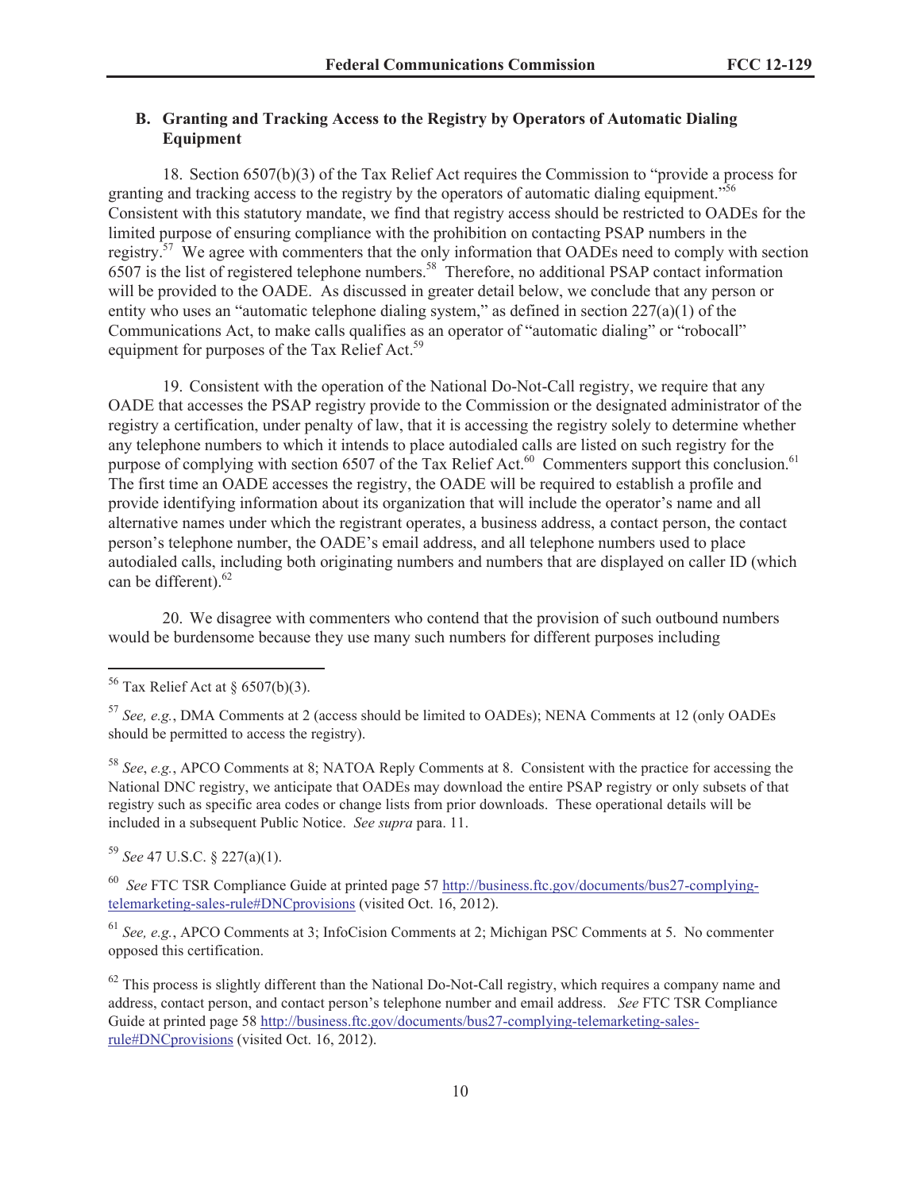### B. Granting and Tracking Access to the Registry by Operators of Automatic Dialing Equipment

18. Section 6507(b)(3) of the Tax Relief Act requires the Commission to "provide a process for granting and tracking access to the registry by the operators of automatic dialing equipment."[56] Consistent with this statutory mandate, we find that registry access should be restricted to OADEs for the limited purpose of ensuring compliance with the prohibition on contacting PSAP numbers in the registry.[57] We agree with commenters that the only information that OADEs need to comply with section 6507 is the list of registered telephone numbers.[58] Therefore, no additional PSAP contact information will be provided to the OADE. As discussed in greater detail below, we conclude that any person or entity who uses an "automatic telephone dialing system," as defined in section 227(a)(1) of the Communications Act, to make calls qualifies as an operator of "automatic dialing" or "robocall" equipment for purposes of the Tax Relief Act.[59]

19. Consistent with the operation of the National Do-Not-Call registry, we require that any OADE that accesses the PSAP registry provide to the Commission or the designated administrator of the registry a certification, under penalty of law, that it is accessing the registry solely to determine whether any telephone numbers to which it intends to place autodialed calls are listed on such registry for the purpose of complying with section 6507 of the Tax Relief Act.[60] Commenters support this conclusion.[61] The first time an OADE accesses the registry, the OADE will be required to establish a profile and provide identifying information about its organization that will include the operator's name and all alternative names under which the registrant operates, a business address, a contact person, the contact person's telephone number, the OADE's email address, and all telephone numbers used to place autodialed calls, including both originating numbers and numbers that are displayed on caller ID (which can be different).[62]

20. We disagree with commenters who contend that the provision of such outbound numbers would be burdensome because they use many such numbers for different purposes including

---

[56] Tax Relief Act at § 6507(b)(3).

[57] *See, e.g.*, DMA Comments at 2 (access should be limited to OADEs); NENA Comments at 12 (only OADEs should be permitted to access the registry).

[58] *See*, *e.g.*, APCO Comments at 8; NATOA Reply Comments at 8. Consistent with the practice for accessing the National DNC registry, we anticipate that OADEs may download the entire PSAP registry or only subsets of that registry such as specific area codes or change lists from prior downloads. These operational details will be included in a subsequent Public Notice. *See supra* para. 11.

[59] *See* 47 U.S.C. § 227(a)(1).

[60] *See* FTC TSR Compliance Guide at printed page 57 http://business.ftc.gov/documents/bus27-complying-telemarketing-sales-rule#DNCprovisions (visited Oct. 16, 2012).

[61] *See, e.g.*, APCO Comments at 3; InfoCision Comments at 2; Michigan PSC Comments at 5. No commenter opposed this certification.

[62] This process is slightly different than the National Do-Not-Call registry, which requires a company name and address, contact person, and contact person's telephone number and email address. *See* FTC TSR Compliance Guide at printed page 58 http://business.ftc.gov/documents/bus27-complying-telemarketing-sales-rule#DNCprovisions (visited Oct. 16, 2012).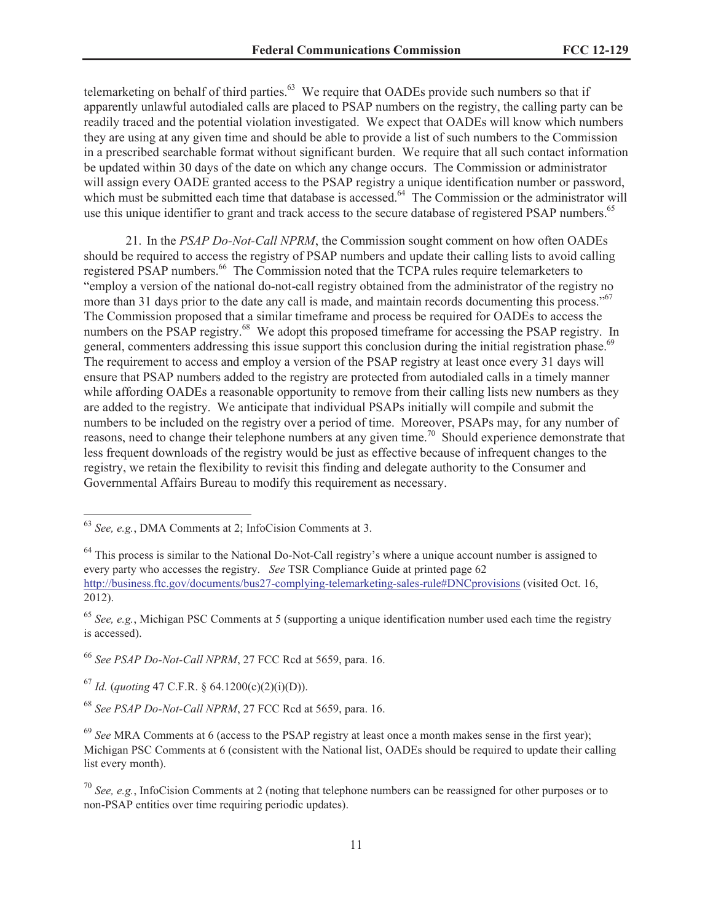telemarketing on behalf of third parties.[63] We require that OADEs provide such numbers so that if apparently unlawful autodialed calls are placed to PSAP numbers on the registry, the calling party can be readily traced and the potential violation investigated. We expect that OADEs will know which numbers they are using at any given time and should be able to provide a list of such numbers to the Commission in a prescribed searchable format without significant burden. We require that all such contact information be updated within 30 days of the date on which any change occurs. The Commission or administrator will assign every OADE granted access to the PSAP registry a unique identification number or password, which must be submitted each time that database is accessed.[64] The Commission or the administrator will use this unique identifier to grant and track access to the secure database of registered PSAP numbers.[65]

21. In the *PSAP Do-Not-Call NPRM*, the Commission sought comment on how often OADEs should be required to access the registry of PSAP numbers and update their calling lists to avoid calling registered PSAP numbers.[66] The Commission noted that the TCPA rules require telemarketers to "employ a version of the national do-not-call registry obtained from the administrator of the registry no more than 31 days prior to the date any call is made, and maintain records documenting this process."[67] The Commission proposed that a similar timeframe and process be required for OADEs to access the numbers on the PSAP registry.[68] We adopt this proposed timeframe for accessing the PSAP registry. In general, commenters addressing this issue support this conclusion during the initial registration phase.[69] The requirement to access and employ a version of the PSAP registry at least once every 31 days will ensure that PSAP numbers added to the registry are protected from autodialed calls in a timely manner while affording OADEs a reasonable opportunity to remove from their calling lists new numbers as they are added to the registry. We anticipate that individual PSAPs initially will compile and submit the numbers to be included on the registry over a period of time. Moreover, PSAPs may, for any number of reasons, need to change their telephone numbers at any given time.[70] Should experience demonstrate that less frequent downloads of the registry would be just as effective because of infrequent changes to the registry, we retain the flexibility to revisit this finding and delegate authority to the Consumer and Governmental Affairs Bureau to modify this requirement as necessary.

---

[63] *See, e.g.*, DMA Comments at 2; InfoCision Comments at 3.

[64] This process is similar to the National Do-Not-Call registry's where a unique account number is assigned to every party who accesses the registry. *See* TSR Compliance Guide at printed page 62 http://business.ftc.gov/documents/bus27-complying-telemarketing-sales-rule#DNCprovisions (visited Oct. 16, 2012).

[65] *See, e.g.*, Michigan PSC Comments at 5 (supporting a unique identification number used each time the registry is accessed).

[66] *See PSAP Do-Not-Call NPRM*, 27 FCC Rcd at 5659, para. 16.

[67] *Id.* (*quoting* 47 C.F.R. § 64.1200(c)(2)(i)(D)).

[68] *See PSAP Do-Not-Call NPRM*, 27 FCC Rcd at 5659, para. 16.

[69] *See* MRA Comments at 6 (access to the PSAP registry at least once a month makes sense in the first year); Michigan PSC Comments at 6 (consistent with the National list, OADEs should be required to update their calling list every month).

[70] *See, e.g.*, InfoCision Comments at 2 (noting that telephone numbers can be reassigned for other purposes or to non-PSAP entities over time requiring periodic updates).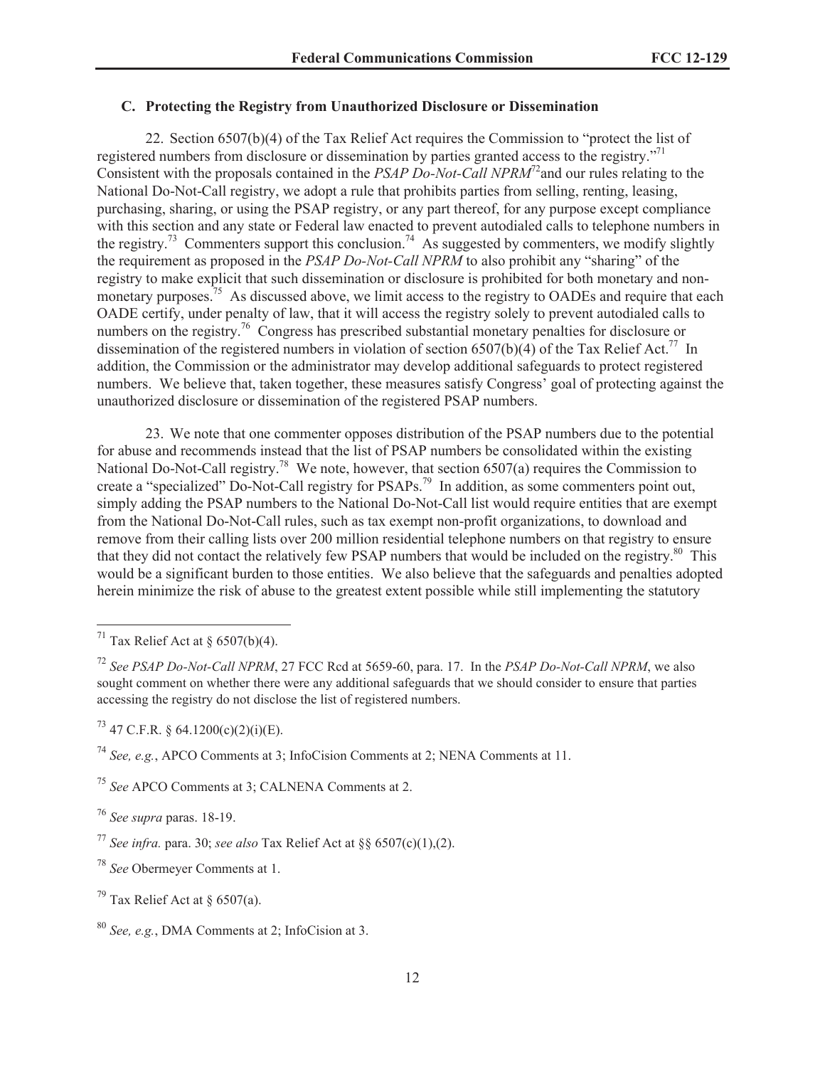### C. Protecting the Registry from Unauthorized Disclosure or Dissemination

22. Section 6507(b)(4) of the Tax Relief Act requires the Commission to "protect the list of registered numbers from disclosure or dissemination by parties granted access to the registry."[71] Consistent with the proposals contained in the *PSAP Do-Not-Call NPRM*[72] and our rules relating to the National Do-Not-Call registry, we adopt a rule that prohibits parties from selling, renting, leasing, purchasing, sharing, or using the PSAP registry, or any part thereof, for any purpose except compliance with this section and any state or Federal law enacted to prevent autodialed calls to telephone numbers in the registry.[73] Commenters support this conclusion.[74] As suggested by commenters, we modify slightly the requirement as proposed in the *PSAP Do-Not-Call NPRM* to also prohibit any "sharing" of the registry to make explicit that such dissemination or disclosure is prohibited for both monetary and non-monetary purposes.[75] As discussed above, we limit access to the registry to OADEs and require that each OADE certify, under penalty of law, that it will access the registry solely to prevent autodialed calls to numbers on the registry.[76] Congress has prescribed substantial monetary penalties for disclosure or dissemination of the registered numbers in violation of section 6507(b)(4) of the Tax Relief Act.[77] In addition, the Commission or the administrator may develop additional safeguards to protect registered numbers. We believe that, taken together, these measures satisfy Congress' goal of protecting against the unauthorized disclosure or dissemination of the registered PSAP numbers.

23. We note that one commenter opposes distribution of the PSAP numbers due to the potential for abuse and recommends instead that the list of PSAP numbers be consolidated within the existing National Do-Not-Call registry.[78] We note, however, that section 6507(a) requires the Commission to create a "specialized" Do-Not-Call registry for PSAPs.[79] In addition, as some commenters point out, simply adding the PSAP numbers to the National Do-Not-Call list would require entities that are exempt from the National Do-Not-Call rules, such as tax exempt non-profit organizations, to download and remove from their calling lists over 200 million residential telephone numbers on that registry to ensure that they did not contact the relatively few PSAP numbers that would be included on the registry.[80] This would be a significant burden to those entities. We also believe that the safeguards and penalties adopted herein minimize the risk of abuse to the greatest extent possible while still implementing the statutory

---

[71] Tax Relief Act at § 6507(b)(4).

[72] *See PSAP Do-Not-Call NPRM*, 27 FCC Rcd at 5659-60, para. 17. In the *PSAP Do-Not-Call NPRM*, we also sought comment on whether there were any additional safeguards that we should consider to ensure that parties accessing the registry do not disclose the list of registered numbers.

[73] 47 C.F.R. § 64.1200(c)(2)(i)(E).

[74] *See, e.g.*, APCO Comments at 3; InfoCision Comments at 2; NENA Comments at 11.

[75] *See* APCO Comments at 3; CALNENA Comments at 2.

[76] *See supra* paras. 18-19.

[77] *See infra.* para. 30; *see also* Tax Relief Act at §§ 6507(c)(1),(2).

[78] *See* Obermeyer Comments at 1.

[79] Tax Relief Act at § 6507(a).

[80] *See, e.g.*, DMA Comments at 2; InfoCision at 3.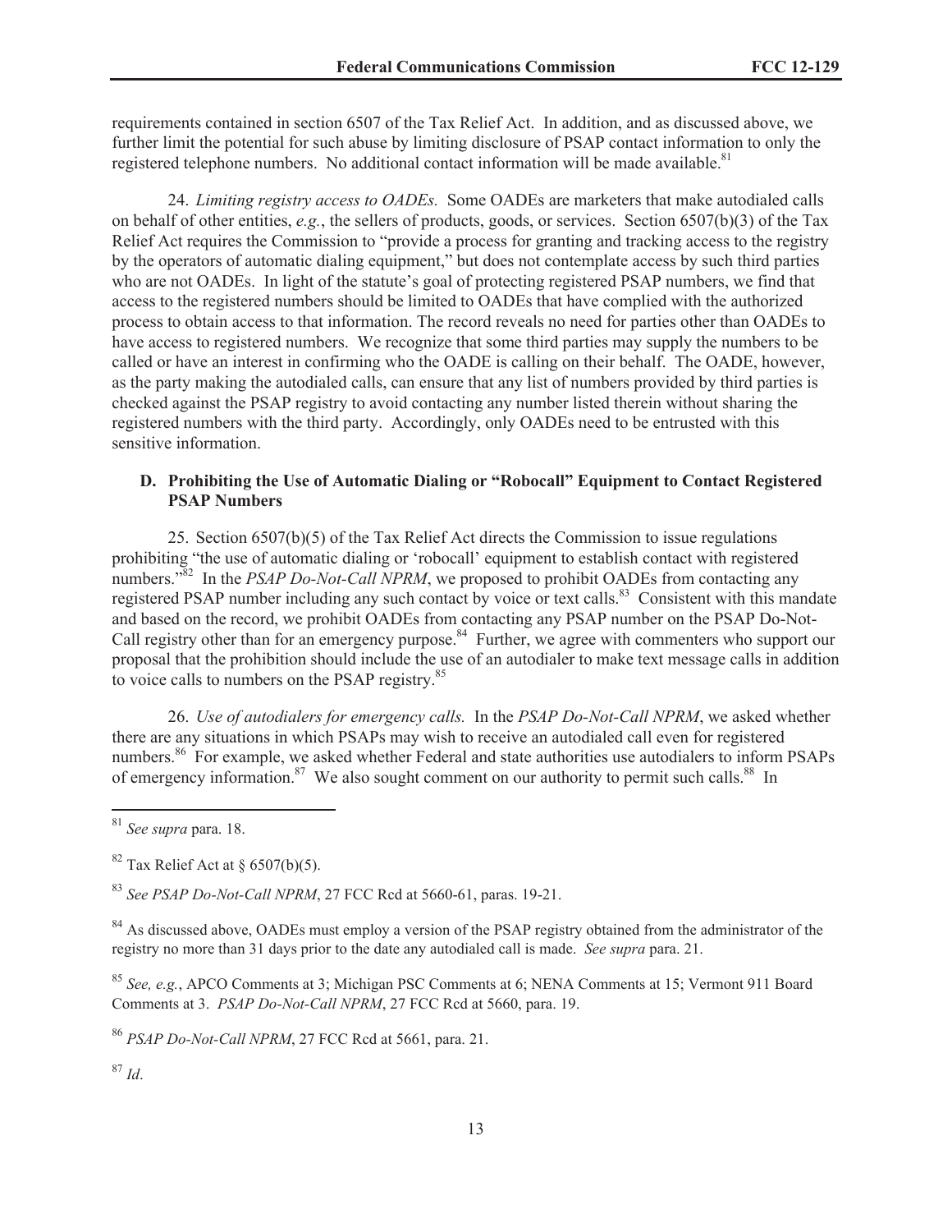requirements contained in section 6507 of the Tax Relief Act. In addition, and as discussed above, we further limit the potential for such abuse by limiting disclosure of PSAP contact information to only the registered telephone numbers. No additional contact information will be made available.[81]

24. *Limiting registry access to OADEs.* Some OADEs are marketers that make autodialed calls on behalf of other entities, *e.g.*, the sellers of products, goods, or services. Section 6507(b)(3) of the Tax Relief Act requires the Commission to "provide a process for granting and tracking access to the registry by the operators of automatic dialing equipment," but does not contemplate access by such third parties who are not OADEs. In light of the statute's goal of protecting registered PSAP numbers, we find that access to the registered numbers should be limited to OADEs that have complied with the authorized process to obtain access to that information. The record reveals no need for parties other than OADEs to have access to registered numbers. We recognize that some third parties may supply the numbers to be called or have an interest in confirming who the OADE is calling on their behalf. The OADE, however, as the party making the autodialed calls, can ensure that any list of numbers provided by third parties is checked against the PSAP registry to avoid contacting any number listed therein without sharing the registered numbers with the third party. Accordingly, only OADEs need to be entrusted with this sensitive information.

### D. Prohibiting the Use of Automatic Dialing or "Robocall" Equipment to Contact Registered PSAP Numbers

25. Section 6507(b)(5) of the Tax Relief Act directs the Commission to issue regulations prohibiting "the use of automatic dialing or 'robocall' equipment to establish contact with registered numbers."[82] In the *PSAP Do-Not-Call NPRM*, we proposed to prohibit OADEs from contacting any registered PSAP number including any such contact by voice or text calls.[83] Consistent with this mandate and based on the record, we prohibit OADEs from contacting any PSAP number on the PSAP Do-Not-Call registry other than for an emergency purpose.[84] Further, we agree with commenters who support our proposal that the prohibition should include the use of an autodialer to make text message calls in addition to voice calls to numbers on the PSAP registry.[85]

26. *Use of autodialers for emergency calls.* In the *PSAP Do-Not-Call NPRM*, we asked whether there are any situations in which PSAPs may wish to receive an autodialed call even for registered numbers.[86] For example, we asked whether Federal and state authorities use autodialers to inform PSAPs of emergency information.[87] We also sought comment on our authority to permit such calls.[88] In

---

[81] *See supra* para. 18.

[82] Tax Relief Act at § 6507(b)(5).

[83] *See PSAP Do-Not-Call NPRM*, 27 FCC Rcd at 5660-61, paras. 19-21.

[84] As discussed above, OADEs must employ a version of the PSAP registry obtained from the administrator of the registry no more than 31 days prior to the date any autodialed call is made. *See supra* para. 21.

[85] *See, e.g.*, APCO Comments at 3; Michigan PSC Comments at 6; NENA Comments at 15; Vermont 911 Board Comments at 3. *PSAP Do-Not-Call NPRM*, 27 FCC Rcd at 5660, para. 19.

[86] *PSAP Do-Not-Call NPRM*, 27 FCC Rcd at 5661, para. 21.

[87] *Id*.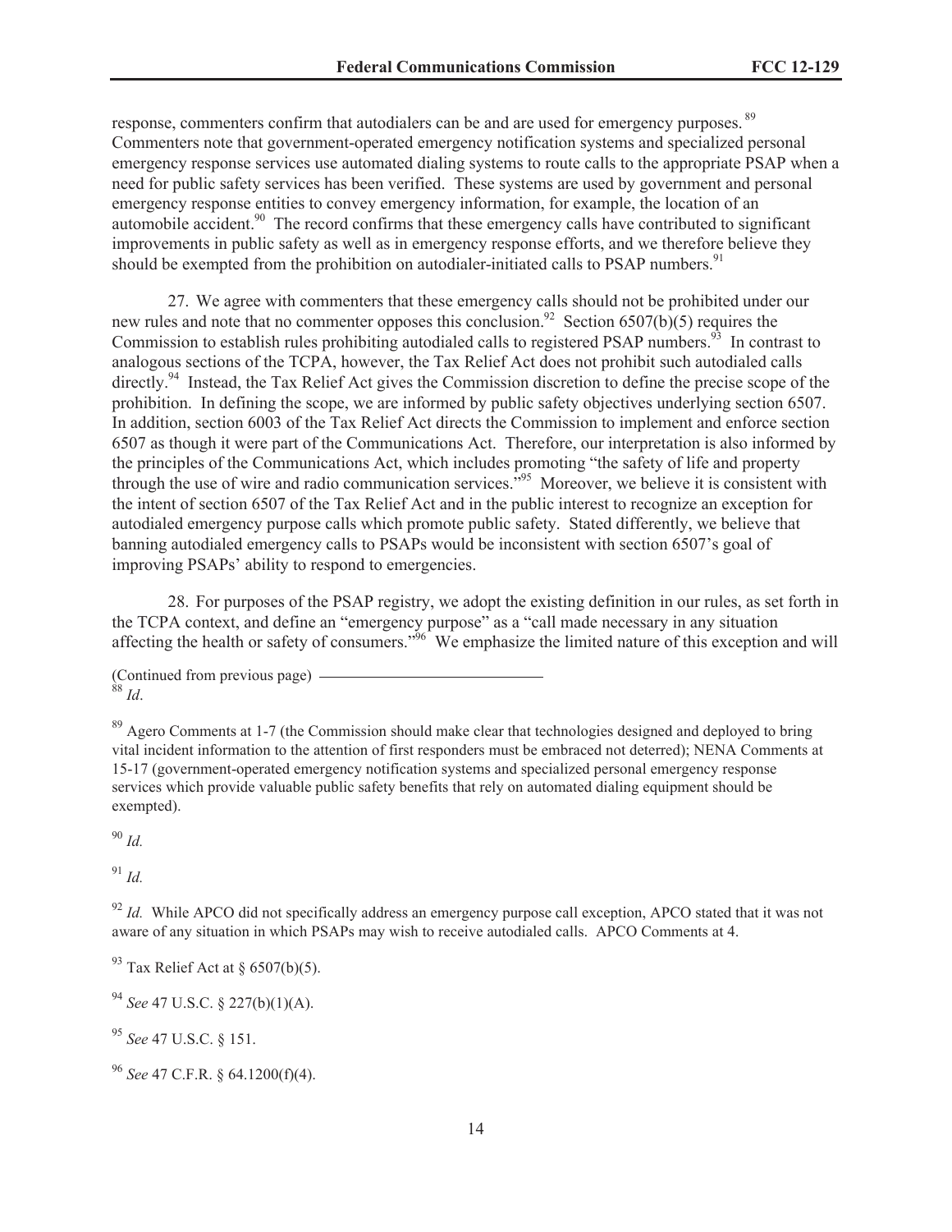response, commenters confirm that autodialers can be and are used for emergency purposes.[89] Commenters note that government-operated emergency notification systems and specialized personal emergency response services use automated dialing systems to route calls to the appropriate PSAP when a need for public safety services has been verified. These systems are used by government and personal emergency response entities to convey emergency information, for example, the location of an automobile accident.[90] The record confirms that these emergency calls have contributed to significant improvements in public safety as well as in emergency response efforts, and we therefore believe they should be exempted from the prohibition on autodialer-initiated calls to PSAP numbers.[91]

27. We agree with commenters that these emergency calls should not be prohibited under our new rules and note that no commenter opposes this conclusion.[92] Section 6507(b)(5) requires the Commission to establish rules prohibiting autodialed calls to registered PSAP numbers.[93] In contrast to analogous sections of the TCPA, however, the Tax Relief Act does not prohibit such autodialed calls directly.[94] Instead, the Tax Relief Act gives the Commission discretion to define the precise scope of the prohibition. In defining the scope, we are informed by public safety objectives underlying section 6507. In addition, section 6003 of the Tax Relief Act directs the Commission to implement and enforce section 6507 as though it were part of the Communications Act. Therefore, our interpretation is also informed by the principles of the Communications Act, which includes promoting "the safety of life and property through the use of wire and radio communication services."[95] Moreover, we believe it is consistent with the intent of section 6507 of the Tax Relief Act and in the public interest to recognize an exception for autodialed emergency purpose calls which promote public safety. Stated differently, we believe that banning autodialed emergency calls to PSAPs would be inconsistent with section 6507's goal of improving PSAPs' ability to respond to emergencies.

28. For purposes of the PSAP registry, we adopt the existing definition in our rules, as set forth in the TCPA context, and define an "emergency purpose" as a "call made necessary in any situation affecting the health or safety of consumers."[96] We emphasize the limited nature of this exception and will

(Continued from previous page)

[88] *Id*.

[89] Agero Comments at 1-7 (the Commission should make clear that technologies designed and deployed to bring vital incident information to the attention of first responders must be embraced not deterred); NENA Comments at 15-17 (government-operated emergency notification systems and specialized personal emergency response services which provide valuable public safety benefits that rely on automated dialing equipment should be exempted).

[90] *Id.*

[91] *Id.*

[92] *Id.* While APCO did not specifically address an emergency purpose call exception, APCO stated that it was not aware of any situation in which PSAPs may wish to receive autodialed calls. APCO Comments at 4.

[93] Tax Relief Act at § 6507(b)(5).

[94] *See* 47 U.S.C. § 227(b)(1)(A).

[95] *See* 47 U.S.C. § 151.

[96] *See* 47 C.F.R. § 64.1200(f)(4).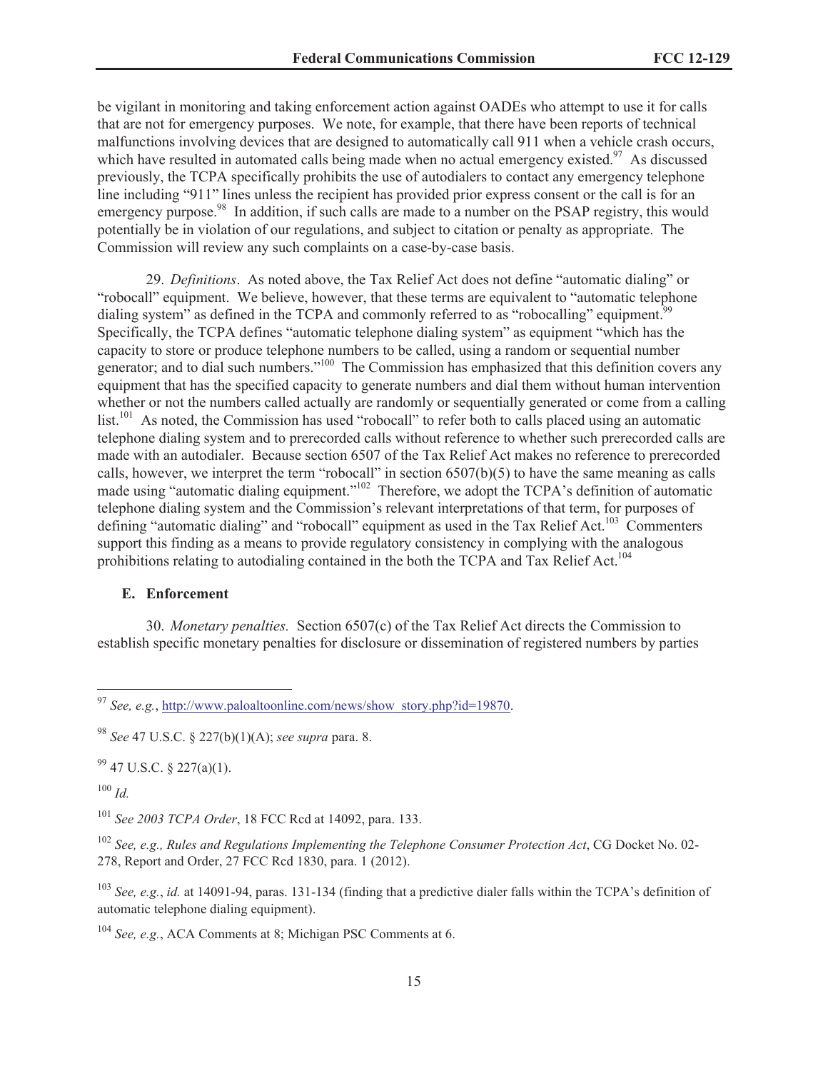be vigilant in monitoring and taking enforcement action against OADEs who attempt to use it for calls that are not for emergency purposes. We note, for example, that there have been reports of technical malfunctions involving devices that are designed to automatically call 911 when a vehicle crash occurs, which have resulted in automated calls being made when no actual emergency existed.[97] As discussed previously, the TCPA specifically prohibits the use of autodialers to contact any emergency telephone line including "911" lines unless the recipient has provided prior express consent or the call is for an emergency purpose.[98] In addition, if such calls are made to a number on the PSAP registry, this would potentially be in violation of our regulations, and subject to citation or penalty as appropriate. The Commission will review any such complaints on a case-by-case basis.

29. *Definitions*. As noted above, the Tax Relief Act does not define "automatic dialing" or "robocall" equipment. We believe, however, that these terms are equivalent to "automatic telephone dialing system" as defined in the TCPA and commonly referred to as "robocalling" equipment.[99] Specifically, the TCPA defines "automatic telephone dialing system" as equipment "which has the capacity to store or produce telephone numbers to be called, using a random or sequential number generator; and to dial such numbers."[100] The Commission has emphasized that this definition covers any equipment that has the specified capacity to generate numbers and dial them without human intervention whether or not the numbers called actually are randomly or sequentially generated or come from a calling list.[101] As noted, the Commission has used "robocall" to refer both to calls placed using an automatic telephone dialing system and to prerecorded calls without reference to whether such prerecorded calls are made with an autodialer. Because section 6507 of the Tax Relief Act makes no reference to prerecorded calls, however, we interpret the term "robocall" in section 6507(b)(5) to have the same meaning as calls made using "automatic dialing equipment."[102] Therefore, we adopt the TCPA's definition of automatic telephone dialing system and the Commission's relevant interpretations of that term, for purposes of defining "automatic dialing" and "robocall" equipment as used in the Tax Relief Act.[103] Commenters support this finding as a means to provide regulatory consistency in complying with the analogous prohibitions relating to autodialing contained in the both the TCPA and Tax Relief Act.[104]

### E. Enforcement

30. *Monetary penalties.* Section 6507(c) of the Tax Relief Act directs the Commission to establish specific monetary penalties for disclosure or dissemination of registered numbers by parties

---

[97] *See, e.g.*, http://www.paloaltoonline.com/news/show_story.php?id=19870.

[98] *See* 47 U.S.C. § 227(b)(1)(A); *see supra* para. 8.

[99] 47 U.S.C. § 227(a)(1).

[100] *Id.*

[101] *See 2003 TCPA Order*, 18 FCC Rcd at 14092, para. 133.

[102] *See, e.g., Rules and Regulations Implementing the Telephone Consumer Protection Act*, CG Docket No. 02-278, Report and Order, 27 FCC Rcd 1830, para. 1 (2012).

[103] *See, e.g.*, *id.* at 14091-94, paras. 131-134 (finding that a predictive dialer falls within the TCPA's definition of automatic telephone dialing equipment).

[104] *See, e.g.*, ACA Comments at 8; Michigan PSC Comments at 6.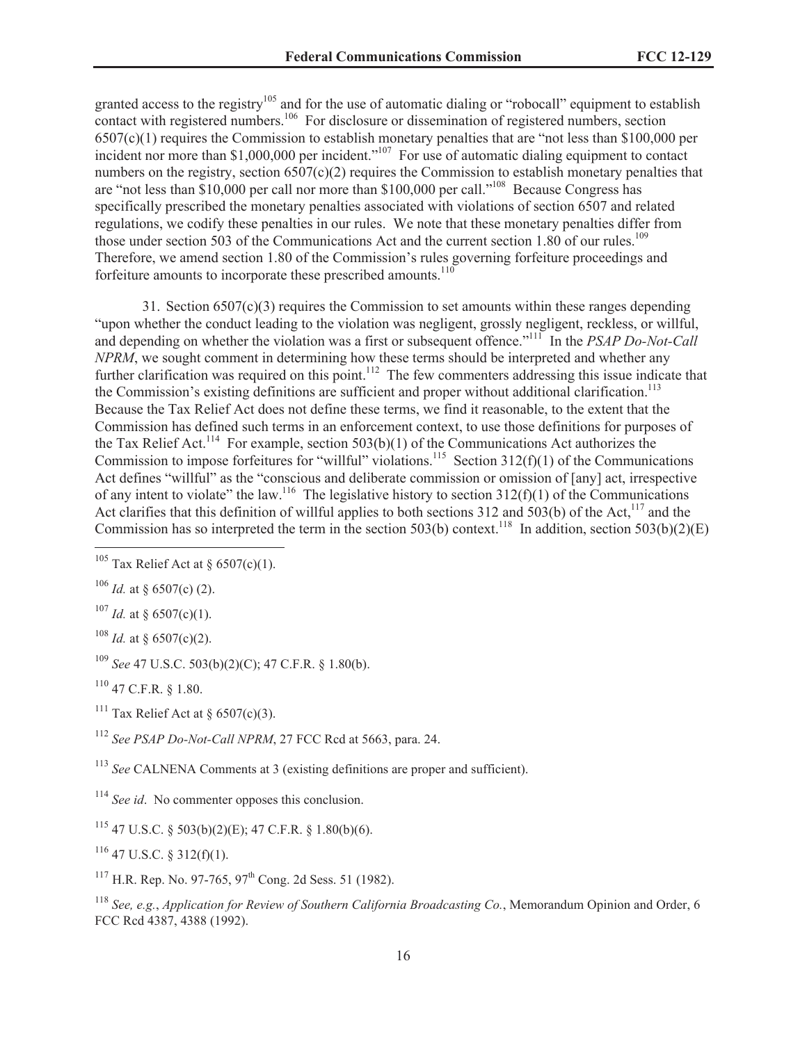granted access to the registry[105] and for the use of automatic dialing or "robocall" equipment to establish contact with registered numbers.[106] For disclosure or dissemination of registered numbers, section 6507(c)(1) requires the Commission to establish monetary penalties that are "not less than $100,000 per incident nor more than $1,000,000 per incident."[107] For use of automatic dialing equipment to contact numbers on the registry, section 6507(c)(2) requires the Commission to establish monetary penalties that are "not less than $10,000 per call nor more than $100,000 per call."[108] Because Congress has specifically prescribed the monetary penalties associated with violations of section 6507 and related regulations, we codify these penalties in our rules. We note that these monetary penalties differ from those under section 503 of the Communications Act and the current section 1.80 of our rules.[109] Therefore, we amend section 1.80 of the Commission's rules governing forfeiture proceedings and forfeiture amounts to incorporate these prescribed amounts.[110]

31. Section 6507(c)(3) requires the Commission to set amounts within these ranges depending "upon whether the conduct leading to the violation was negligent, grossly negligent, reckless, or willful, and depending on whether the violation was a first or subsequent offence."[111] In the *PSAP Do-Not-Call NPRM*, we sought comment in determining how these terms should be interpreted and whether any further clarification was required on this point.[112] The few commenters addressing this issue indicate that the Commission's existing definitions are sufficient and proper without additional clarification.[113] Because the Tax Relief Act does not define these terms, we find it reasonable, to the extent that the Commission has defined such terms in an enforcement context, to use those definitions for purposes of the Tax Relief Act.[114] For example, section 503(b)(1) of the Communications Act authorizes the Commission to impose forfeitures for "willful" violations.[115] Section 312(f)(1) of the Communications Act defines "willful" as the "conscious and deliberate commission or omission of [any] act, irrespective of any intent to violate" the law.[116] The legislative history to section 312(f)(1) of the Communications Act clarifies that this definition of willful applies to both sections 312 and 503(b) of the Act,[117] and the Commission has so interpreted the term in the section 503(b) context.[118] In addition, section 503(b)(2)(E)

---

[105] Tax Relief Act at § 6507(c)(1).

[106] *Id.* at § 6507(c) (2).

[107] *Id.* at § 6507(c)(1).

[108] *Id.* at § 6507(c)(2).

[109] *See* 47 U.S.C. 503(b)(2)(C); 47 C.F.R. § 1.80(b).

[110] 47 C.F.R. § 1.80.

[111] Tax Relief Act at § 6507(c)(3).

[112] *See PSAP Do-Not-Call NPRM*, 27 FCC Rcd at 5663, para. 24.

[113] *See* CALNENA Comments at 3 (existing definitions are proper and sufficient).

[114] *See id*. No commenter opposes this conclusion.

[115] 47 U.S.C. § 503(b)(2)(E); 47 C.F.R. § 1.80(b)(6).

[116] 47 U.S.C. § 312(f)(1).

[117] H.R. Rep. No. 97-765, 97th Cong. 2d Sess. 51 (1982).

[118] *See, e.g.*, *Application for Review of Southern California Broadcasting Co.*, Memorandum Opinion and Order, 6 FCC Rcd 4387, 4388 (1992).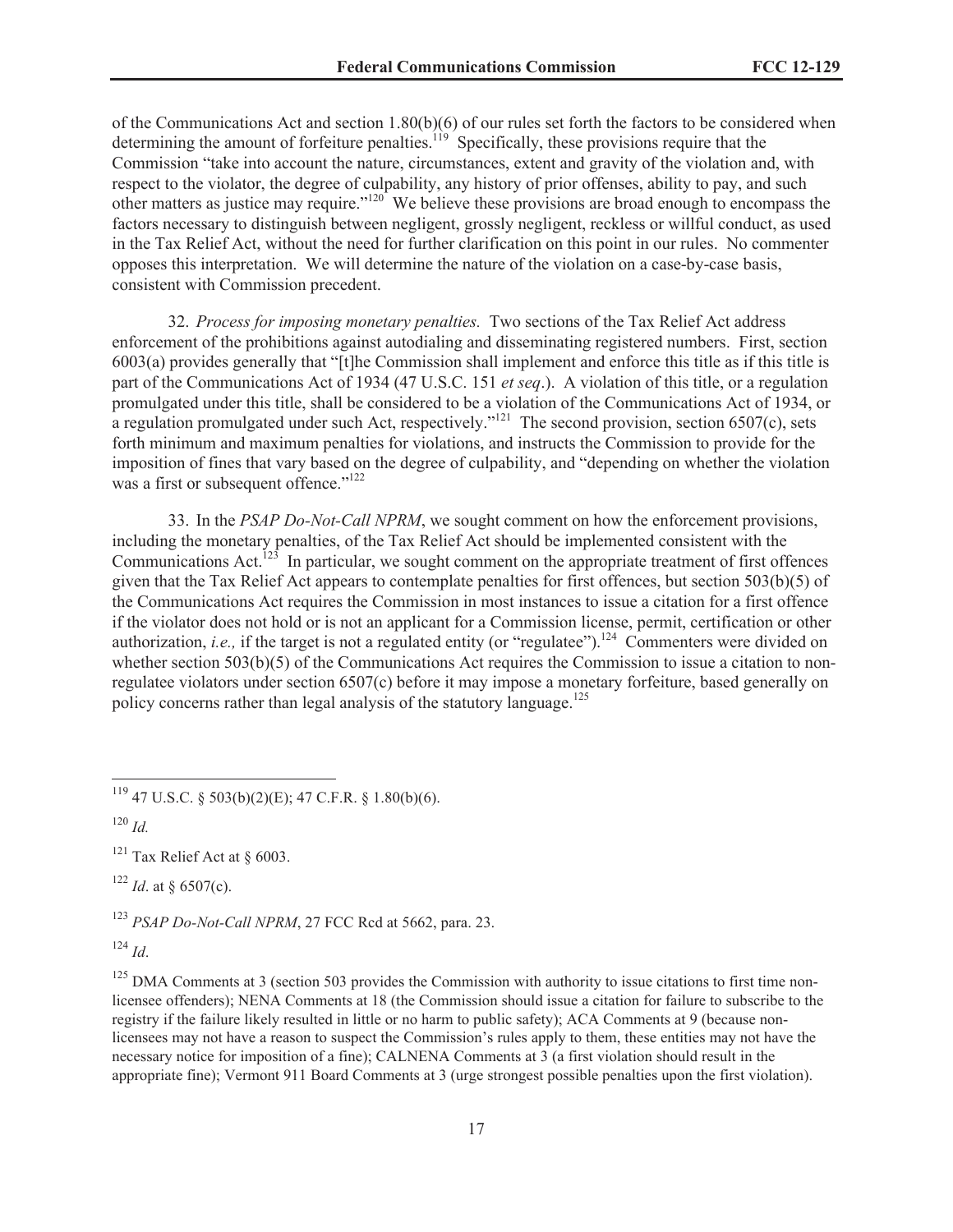of the Communications Act and section 1.80(b)(6) of our rules set forth the factors to be considered when determining the amount of forfeiture penalties.[119] Specifically, these provisions require that the Commission "take into account the nature, circumstances, extent and gravity of the violation and, with respect to the violator, the degree of culpability, any history of prior offenses, ability to pay, and such other matters as justice may require."[120] We believe these provisions are broad enough to encompass the factors necessary to distinguish between negligent, grossly negligent, reckless or willful conduct, as used in the Tax Relief Act, without the need for further clarification on this point in our rules. No commenter opposes this interpretation. We will determine the nature of the violation on a case-by-case basis, consistent with Commission precedent.

32. *Process for imposing monetary penalties.* Two sections of the Tax Relief Act address enforcement of the prohibitions against autodialing and disseminating registered numbers. First, section 6003(a) provides generally that "[t]he Commission shall implement and enforce this title as if this title is part of the Communications Act of 1934 (47 U.S.C. 151 *et seq*.). A violation of this title, or a regulation promulgated under this title, shall be considered to be a violation of the Communications Act of 1934, or a regulation promulgated under such Act, respectively."[121] The second provision, section 6507(c), sets forth minimum and maximum penalties for violations, and instructs the Commission to provide for the imposition of fines that vary based on the degree of culpability, and "depending on whether the violation was a first or subsequent offence."[122]

33. In the *PSAP Do-Not-Call NPRM*, we sought comment on how the enforcement provisions, including the monetary penalties, of the Tax Relief Act should be implemented consistent with the Communications Act.[123] In particular, we sought comment on the appropriate treatment of first offences given that the Tax Relief Act appears to contemplate penalties for first offences, but section 503(b)(5) of the Communications Act requires the Commission in most instances to issue a citation for a first offence if the violator does not hold or is not an applicant for a Commission license, permit, certification or other authorization, *i.e.,* if the target is not a regulated entity (or "regulatee").[124] Commenters were divided on whether section 503(b)(5) of the Communications Act requires the Commission to issue a citation to non-regulatee violators under section 6507(c) before it may impose a monetary forfeiture, based generally on policy concerns rather than legal analysis of the statutory language.[125]

---

[119] 47 U.S.C. § 503(b)(2)(E); 47 C.F.R. § 1.80(b)(6).

[120] *Id.*

[121] Tax Relief Act at § 6003.

[122] *Id*. at § 6507(c).

[123] *PSAP Do-Not-Call NPRM*, 27 FCC Rcd at 5662, para. 23.

[124] *Id*.

[125] DMA Comments at 3 (section 503 provides the Commission with authority to issue citations to first time non-licensee offenders); NENA Comments at 18 (the Commission should issue a citation for failure to subscribe to the registry if the failure likely resulted in little or no harm to public safety); ACA Comments at 9 (because non-licensees may not have a reason to suspect the Commission's rules apply to them, these entities may not have the necessary notice for imposition of a fine); CALNENA Comments at 3 (a first violation should result in the appropriate fine); Vermont 911 Board Comments at 3 (urge strongest possible penalties upon the first violation).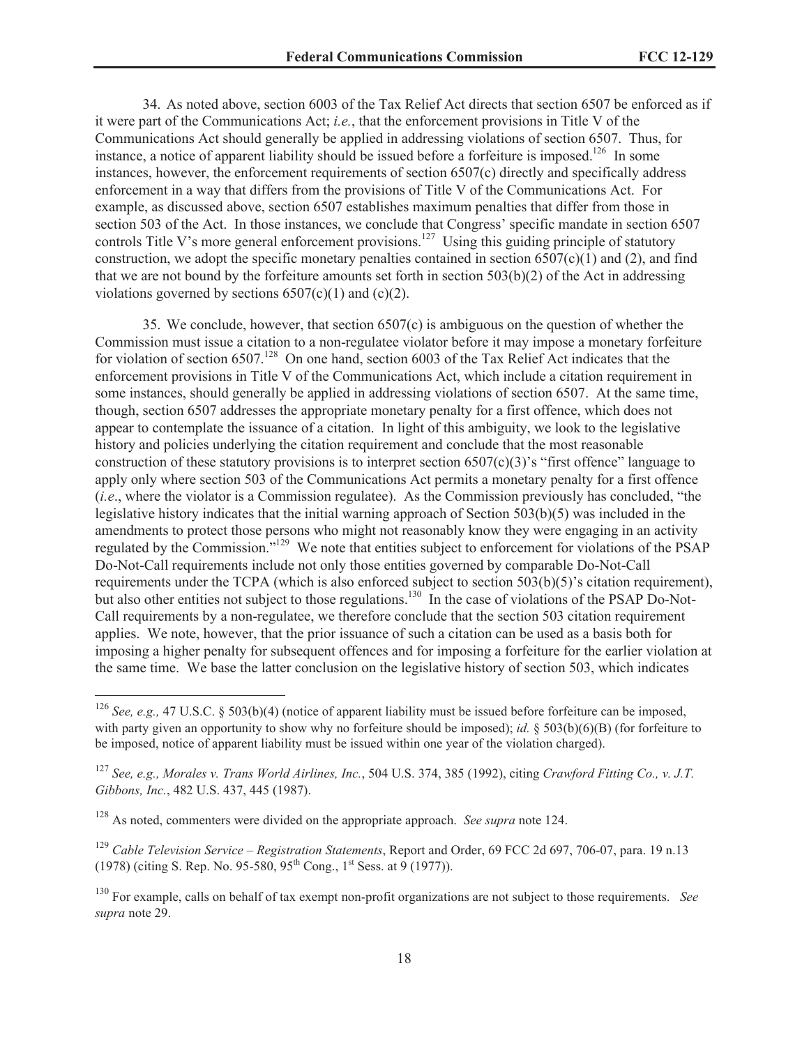34. As noted above, section 6003 of the Tax Relief Act directs that section 6507 be enforced as if it were part of the Communications Act; *i.e.*, that the enforcement provisions in Title V of the Communications Act should generally be applied in addressing violations of section 6507. Thus, for instance, a notice of apparent liability should be issued before a forfeiture is imposed.[126] In some instances, however, the enforcement requirements of section 6507(c) directly and specifically address enforcement in a way that differs from the provisions of Title V of the Communications Act. For example, as discussed above, section 6507 establishes maximum penalties that differ from those in section 503 of the Act. In those instances, we conclude that Congress' specific mandate in section 6507 controls Title V's more general enforcement provisions.[127] Using this guiding principle of statutory construction, we adopt the specific monetary penalties contained in section 6507(c)(1) and (2), and find that we are not bound by the forfeiture amounts set forth in section 503(b)(2) of the Act in addressing violations governed by sections 6507(c)(1) and (c)(2).

35. We conclude, however, that section 6507(c) is ambiguous on the question of whether the Commission must issue a citation to a non-regulatee violator before it may impose a monetary forfeiture for violation of section 6507.[128] On one hand, section 6003 of the Tax Relief Act indicates that the enforcement provisions in Title V of the Communications Act, which include a citation requirement in some instances, should generally be applied in addressing violations of section 6507. At the same time, though, section 6507 addresses the appropriate monetary penalty for a first offence, which does not appear to contemplate the issuance of a citation. In light of this ambiguity, we look to the legislative history and policies underlying the citation requirement and conclude that the most reasonable construction of these statutory provisions is to interpret section 6507(c)(3)'s "first offence" language to apply only where section 503 of the Communications Act permits a monetary penalty for a first offence (*i.e*., where the violator is a Commission regulatee). As the Commission previously has concluded, "the legislative history indicates that the initial warning approach of Section 503(b)(5) was included in the amendments to protect those persons who might not reasonably know they were engaging in an activity regulated by the Commission."[129] We note that entities subject to enforcement for violations of the PSAP Do-Not-Call requirements include not only those entities governed by comparable Do-Not-Call requirements under the TCPA (which is also enforced subject to section 503(b)(5)'s citation requirement), but also other entities not subject to those regulations.[130] In the case of violations of the PSAP Do-Not-Call requirements by a non-regulatee, we therefore conclude that the section 503 citation requirement applies. We note, however, that the prior issuance of such a citation can be used as a basis both for imposing a higher penalty for subsequent offences and for imposing a forfeiture for the earlier violation at the same time. We base the latter conclusion on the legislative history of section 503, which indicates

---

[126] *See, e.g.,* 47 U.S.C. § 503(b)(4) (notice of apparent liability must be issued before forfeiture can be imposed, with party given an opportunity to show why no forfeiture should be imposed); *id.* § 503(b)(6)(B) (for forfeiture to be imposed, notice of apparent liability must be issued within one year of the violation charged).

[127] *See, e.g., Morales v. Trans World Airlines, Inc.*, 504 U.S. 374, 385 (1992), citing *Crawford Fitting Co., v. J.T. Gibbons, Inc.*, 482 U.S. 437, 445 (1987).

[128] As noted, commenters were divided on the appropriate approach. *See supra* note 124.

[129] *Cable Television Service – Registration Statements*, Report and Order, 69 FCC 2d 697, 706-07, para. 19 n.13 (1978) (citing S. Rep. No. 95-580, 95th Cong., 1st Sess. at 9 (1977)).

[130] For example, calls on behalf of tax exempt non-profit organizations are not subject to those requirements. *See supra* note 29.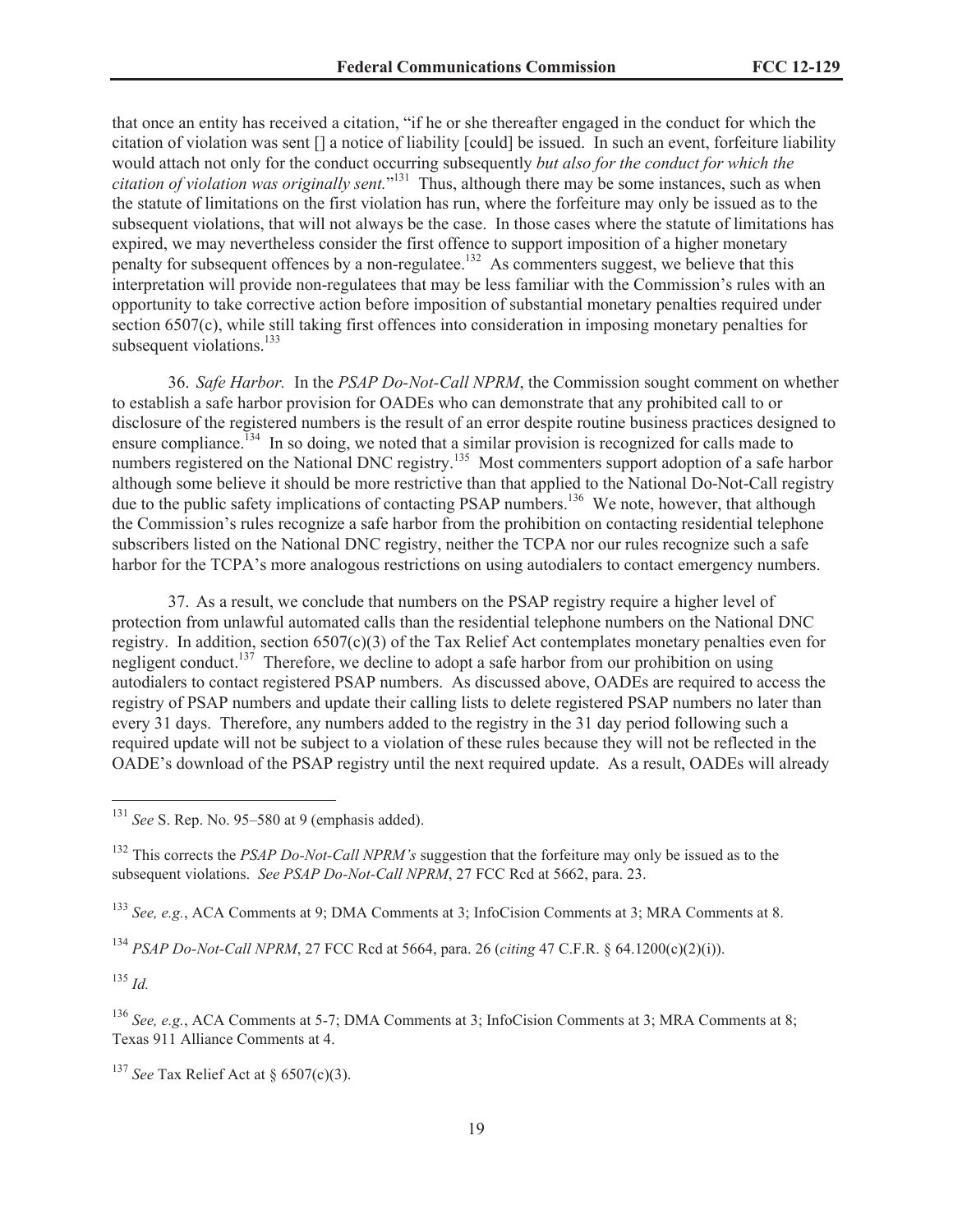that once an entity has received a citation, "if he or she thereafter engaged in the conduct for which the citation of violation was sent [] a notice of liability [could] be issued. In such an event, forfeiture liability would attach not only for the conduct occurring subsequently *but also for the conduct for which the citation of violation was originally sent.*"[131] Thus, although there may be some instances, such as when the statute of limitations on the first violation has run, where the forfeiture may only be issued as to the subsequent violations, that will not always be the case. In those cases where the statute of limitations has expired, we may nevertheless consider the first offence to support imposition of a higher monetary penalty for subsequent offences by a non-regulatee.[132] As commenters suggest, we believe that this interpretation will provide non-regulatees that may be less familiar with the Commission's rules with an opportunity to take corrective action before imposition of substantial monetary penalties required under section 6507(c), while still taking first offences into consideration in imposing monetary penalties for subsequent violations.[133]

36. *Safe Harbor.* In the *PSAP Do-Not-Call NPRM*, the Commission sought comment on whether to establish a safe harbor provision for OADEs who can demonstrate that any prohibited call to or disclosure of the registered numbers is the result of an error despite routine business practices designed to ensure compliance.[134] In so doing, we noted that a similar provision is recognized for calls made to numbers registered on the National DNC registry.[135] Most commenters support adoption of a safe harbor although some believe it should be more restrictive than that applied to the National Do-Not-Call registry due to the public safety implications of contacting PSAP numbers.[136] We note, however, that although the Commission's rules recognize a safe harbor from the prohibition on contacting residential telephone subscribers listed on the National DNC registry, neither the TCPA nor our rules recognize such a safe harbor for the TCPA's more analogous restrictions on using autodialers to contact emergency numbers.

37. As a result, we conclude that numbers on the PSAP registry require a higher level of protection from unlawful automated calls than the residential telephone numbers on the National DNC registry. In addition, section 6507(c)(3) of the Tax Relief Act contemplates monetary penalties even for negligent conduct.[137] Therefore, we decline to adopt a safe harbor from our prohibition on using autodialers to contact registered PSAP numbers. As discussed above, OADEs are required to access the registry of PSAP numbers and update their calling lists to delete registered PSAP numbers no later than every 31 days. Therefore, any numbers added to the registry in the 31 day period following such a required update will not be subject to a violation of these rules because they will not be reflected in the OADE's download of the PSAP registry until the next required update. As a result, OADEs will already

---

[131] *See* S. Rep. No. 95–580 at 9 (emphasis added).

[132] This corrects the *PSAP Do-Not-Call NPRM's* suggestion that the forfeiture may only be issued as to the subsequent violations. *See PSAP Do-Not-Call NPRM*, 27 FCC Rcd at 5662, para. 23.

[133] *See, e.g.*, ACA Comments at 9; DMA Comments at 3; InfoCision Comments at 3; MRA Comments at 8.

[134] *PSAP Do-Not-Call NPRM*, 27 FCC Rcd at 5664, para. 26 (*citing* 47 C.F.R. § 64.1200(c)(2)(i)).

[135] *Id.*

[136] *See, e.g.*, ACA Comments at 5-7; DMA Comments at 3; InfoCision Comments at 3; MRA Comments at 8; Texas 911 Alliance Comments at 4.

[137] *See* Tax Relief Act at § 6507(c)(3).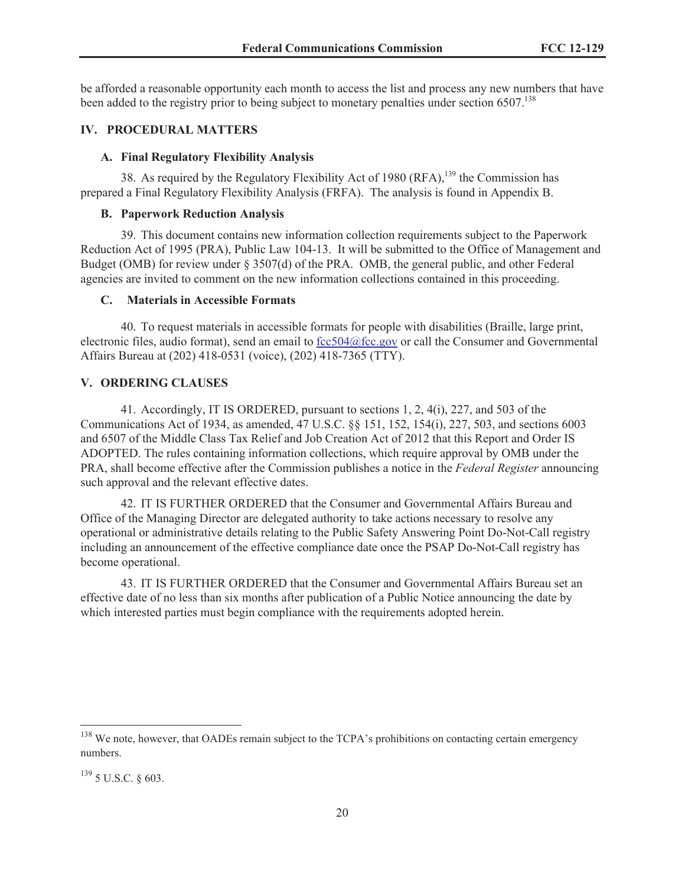be afforded a reasonable opportunity each month to access the list and process any new numbers that have been added to the registry prior to being subject to monetary penalties under section 6507.[138]

## IV. PROCEDURAL MATTERS

### A. Final Regulatory Flexibility Analysis

38. As required by the Regulatory Flexibility Act of 1980 (RFA),[139] the Commission has prepared a Final Regulatory Flexibility Analysis (FRFA). The analysis is found in Appendix B.

### B. Paperwork Reduction Analysis

39. This document contains new information collection requirements subject to the Paperwork Reduction Act of 1995 (PRA), Public Law 104-13. It will be submitted to the Office of Management and Budget (OMB) for review under § 3507(d) of the PRA. OMB, the general public, and other Federal agencies are invited to comment on the new information collections contained in this proceeding.

### C. Materials in Accessible Formats

40. To request materials in accessible formats for people with disabilities (Braille, large print, electronic files, audio format), send an email to fcc504@fcc.gov or call the Consumer and Governmental Affairs Bureau at (202) 418-0531 (voice), (202) 418-7365 (TTY).

## V. ORDERING CLAUSES

41. Accordingly, IT IS ORDERED, pursuant to sections 1, 2, 4(i), 227, and 503 of the Communications Act of 1934, as amended, 47 U.S.C. §§ 151, 152, 154(i), 227, 503, and sections 6003 and 6507 of the Middle Class Tax Relief and Job Creation Act of 2012 that this Report and Order IS ADOPTED. The rules containing information collections, which require approval by OMB under the PRA, shall become effective after the Commission publishes a notice in the *Federal Register* announcing such approval and the relevant effective dates.

42. IT IS FURTHER ORDERED that the Consumer and Governmental Affairs Bureau and Office of the Managing Director are delegated authority to take actions necessary to resolve any operational or administrative details relating to the Public Safety Answering Point Do-Not-Call registry including an announcement of the effective compliance date once the PSAP Do-Not-Call registry has become operational.

43. IT IS FURTHER ORDERED that the Consumer and Governmental Affairs Bureau set an effective date of no less than six months after publication of a Public Notice announcing the date by which interested parties must begin compliance with the requirements adopted herein.

---

[138] We note, however, that OADEs remain subject to the TCPA's prohibitions on contacting certain emergency numbers.

[139] 5 U.S.C. § 603.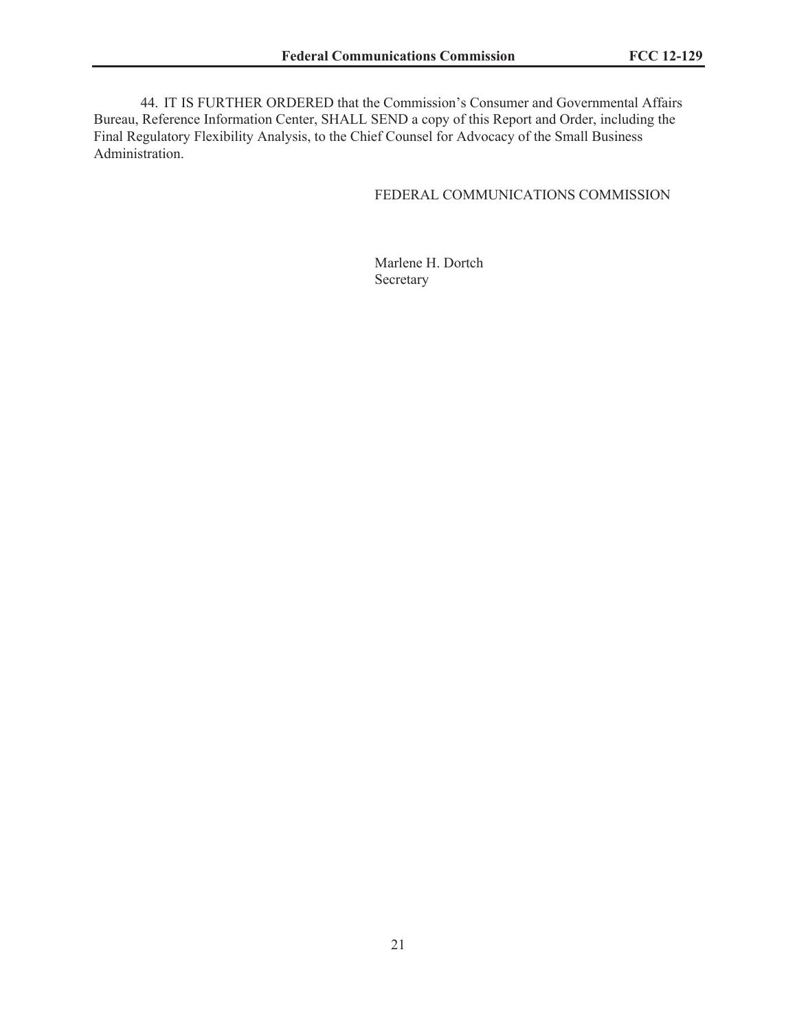44. IT IS FURTHER ORDERED that the Commission's Consumer and Governmental Affairs Bureau, Reference Information Center, SHALL SEND a copy of this Report and Order, including the Final Regulatory Flexibility Analysis, to the Chief Counsel for Advocacy of the Small Business Administration.

FEDERAL COMMUNICATIONS COMMISSION

Marlene H. Dortch
Secretary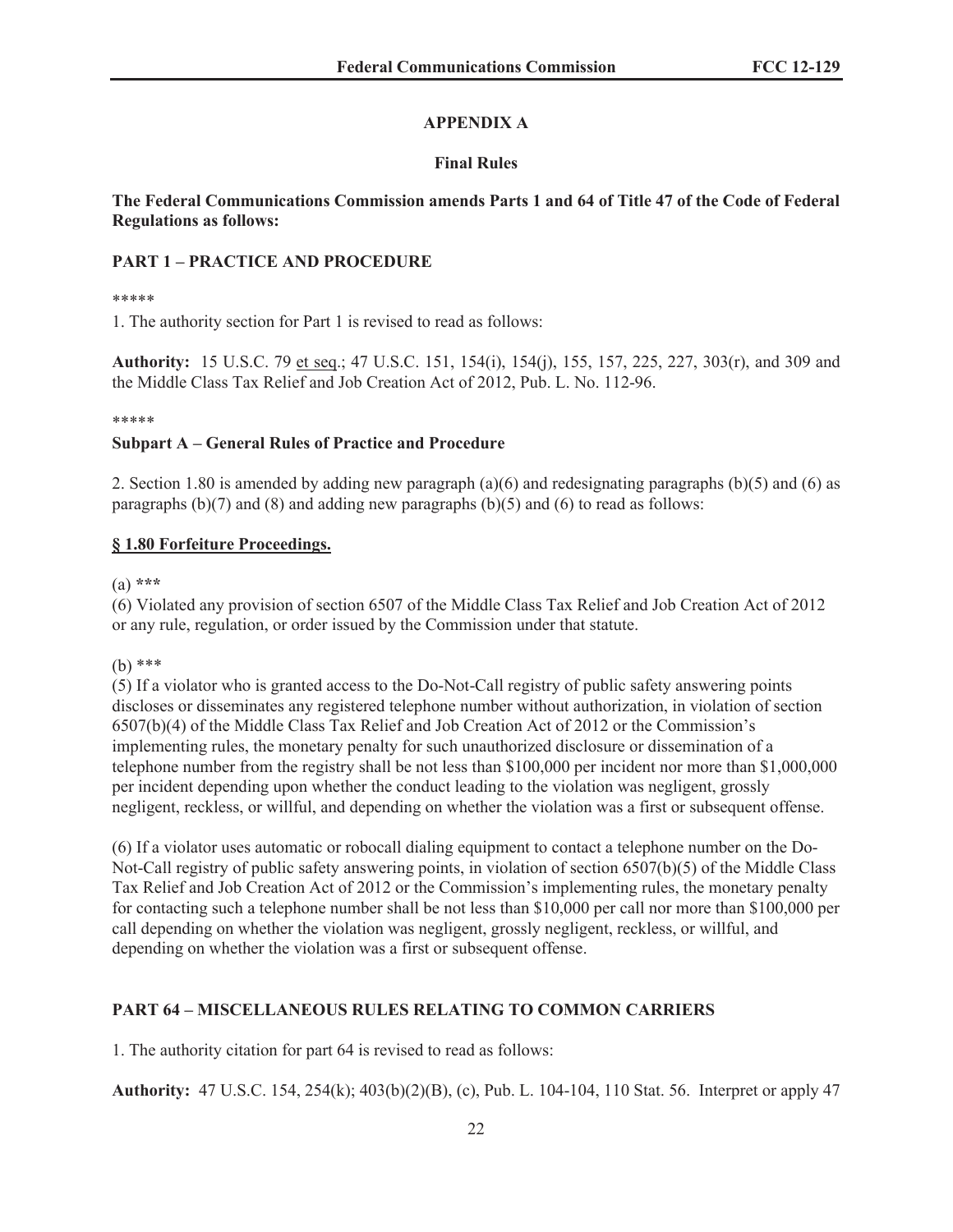## APPENDIX A

### Final Rules

**The Federal Communications Commission amends Parts 1 and 64 of Title 47 of the Code of Federal Regulations as follows:**

**PART 1 – PRACTICE AND PROCEDURE**

*****

1. The authority section for Part 1 is revised to read as follows:

**Authority:** 15 U.S.C. 79 et seq.; 47 U.S.C. 151, 154(i), 154(j), 155, 157, 225, 227, 303(r), and 309 and the Middle Class Tax Relief and Job Creation Act of 2012, Pub. L. No. 112-96.

*****

**Subpart A – General Rules of Practice and Procedure**

2. Section 1.80 is amended by adding new paragraph (a)(6) and redesignating paragraphs (b)(5) and (6) as paragraphs (b)(7) and (8) and adding new paragraphs (b)(5) and (6) to read as follows:

**§ 1.80 Forfeiture Proceedings.**

(a) ***

(6) Violated any provision of section 6507 of the Middle Class Tax Relief and Job Creation Act of 2012 or any rule, regulation, or order issued by the Commission under that statute.

(b) ***

(5) If a violator who is granted access to the Do-Not-Call registry of public safety answering points discloses or disseminates any registered telephone number without authorization, in violation of section 6507(b)(4) of the Middle Class Tax Relief and Job Creation Act of 2012 or the Commission's implementing rules, the monetary penalty for such unauthorized disclosure or dissemination of a telephone number from the registry shall be not less than $100,000 per incident nor more than $1,000,000 per incident depending upon whether the conduct leading to the violation was negligent, grossly negligent, reckless, or willful, and depending on whether the violation was a first or subsequent offense.

(6) If a violator uses automatic or robocall dialing equipment to contact a telephone number on the Do-Not-Call registry of public safety answering points, in violation of section 6507(b)(5) of the Middle Class Tax Relief and Job Creation Act of 2012 or the Commission's implementing rules, the monetary penalty for contacting such a telephone number shall be not less than $10,000 per call nor more than $100,000 per call depending on whether the violation was negligent, grossly negligent, reckless, or willful, and depending on whether the violation was a first or subsequent offense.

**PART 64 – MISCELLANEOUS RULES RELATING TO COMMON CARRIERS**

1. The authority citation for part 64 is revised to read as follows:

**Authority:** 47 U.S.C. 154, 254(k); 403(b)(2)(B), (c), Pub. L. 104-104, 110 Stat. 56. Interpret or apply 47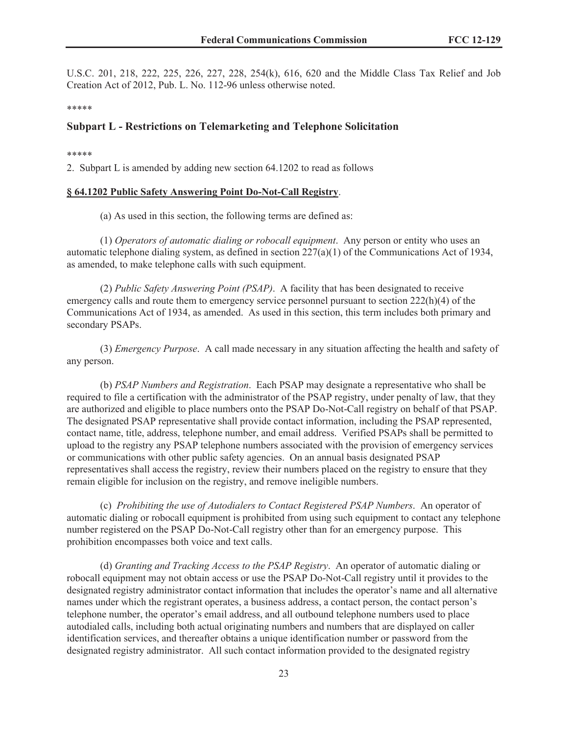U.S.C. 201, 218, 222, 225, 226, 227, 228, 254(k), 616, 620 and the Middle Class Tax Relief and Job Creation Act of 2012, Pub. L. No. 112-96 unless otherwise noted.

*****

## Subpart L - Restrictions on Telemarketing and Telephone Solicitation

*****

2. Subpart L is amended by adding new section 64.1202 to read as follows

**§ 64.1202 Public Safety Answering Point Do-Not-Call Registry**.

(a) As used in this section, the following terms are defined as:

(1) *Operators of automatic dialing or robocall equipment*. Any person or entity who uses an automatic telephone dialing system, as defined in section 227(a)(1) of the Communications Act of 1934, as amended, to make telephone calls with such equipment.

(2) *Public Safety Answering Point (PSAP)*. A facility that has been designated to receive emergency calls and route them to emergency service personnel pursuant to section 222(h)(4) of the Communications Act of 1934, as amended. As used in this section, this term includes both primary and secondary PSAPs.

(3) *Emergency Purpose*. A call made necessary in any situation affecting the health and safety of any person.

(b) *PSAP Numbers and Registration*. Each PSAP may designate a representative who shall be required to file a certification with the administrator of the PSAP registry, under penalty of law, that they are authorized and eligible to place numbers onto the PSAP Do-Not-Call registry on behalf of that PSAP. The designated PSAP representative shall provide contact information, including the PSAP represented, contact name, title, address, telephone number, and email address. Verified PSAPs shall be permitted to upload to the registry any PSAP telephone numbers associated with the provision of emergency services or communications with other public safety agencies. On an annual basis designated PSAP representatives shall access the registry, review their numbers placed on the registry to ensure that they remain eligible for inclusion on the registry, and remove ineligible numbers.

(c) *Prohibiting the use of Autodialers to Contact Registered PSAP Numbers*. An operator of automatic dialing or robocall equipment is prohibited from using such equipment to contact any telephone number registered on the PSAP Do-Not-Call registry other than for an emergency purpose. This prohibition encompasses both voice and text calls.

(d) *Granting and Tracking Access to the PSAP Registry*. An operator of automatic dialing or robocall equipment may not obtain access or use the PSAP Do-Not-Call registry until it provides to the designated registry administrator contact information that includes the operator's name and all alternative names under which the registrant operates, a business address, a contact person, the contact person's telephone number, the operator's email address, and all outbound telephone numbers used to place autodialed calls, including both actual originating numbers and numbers that are displayed on caller identification services, and thereafter obtains a unique identification number or password from the designated registry administrator. All such contact information provided to the designated registry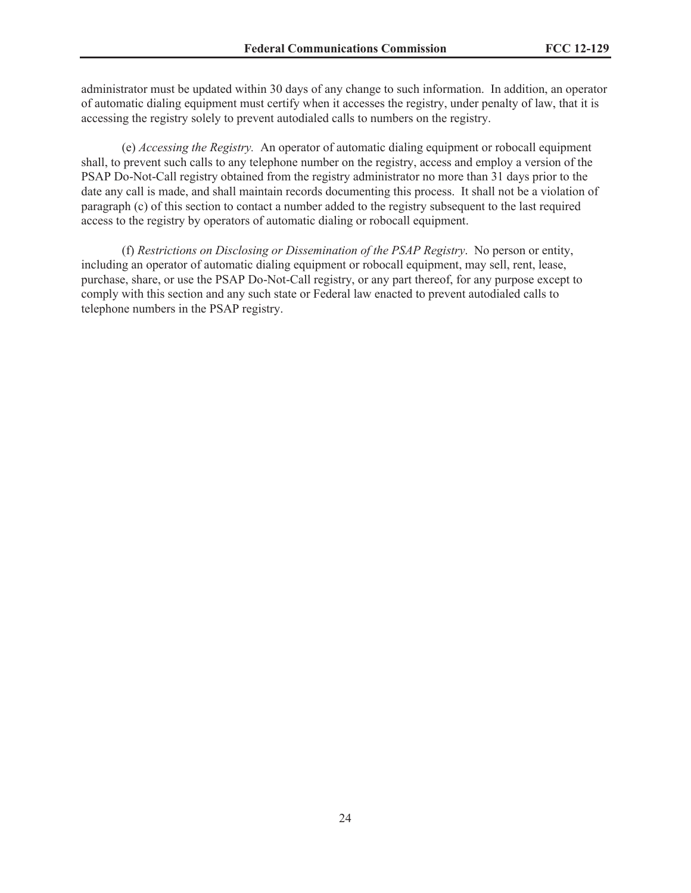administrator must be updated within 30 days of any change to such information. In addition, an operator of automatic dialing equipment must certify when it accesses the registry, under penalty of law, that it is accessing the registry solely to prevent autodialed calls to numbers on the registry.

(e) *Accessing the Registry.* An operator of automatic dialing equipment or robocall equipment shall, to prevent such calls to any telephone number on the registry, access and employ a version of the PSAP Do-Not-Call registry obtained from the registry administrator no more than 31 days prior to the date any call is made, and shall maintain records documenting this process. It shall not be a violation of paragraph (c) of this section to contact a number added to the registry subsequent to the last required access to the registry by operators of automatic dialing or robocall equipment.

(f) *Restrictions on Disclosing or Dissemination of the PSAP Registry*. No person or entity, including an operator of automatic dialing equipment or robocall equipment, may sell, rent, lease, purchase, share, or use the PSAP Do-Not-Call registry, or any part thereof, for any purpose except to comply with this section and any such state or Federal law enacted to prevent autodialed calls to telephone numbers in the PSAP registry.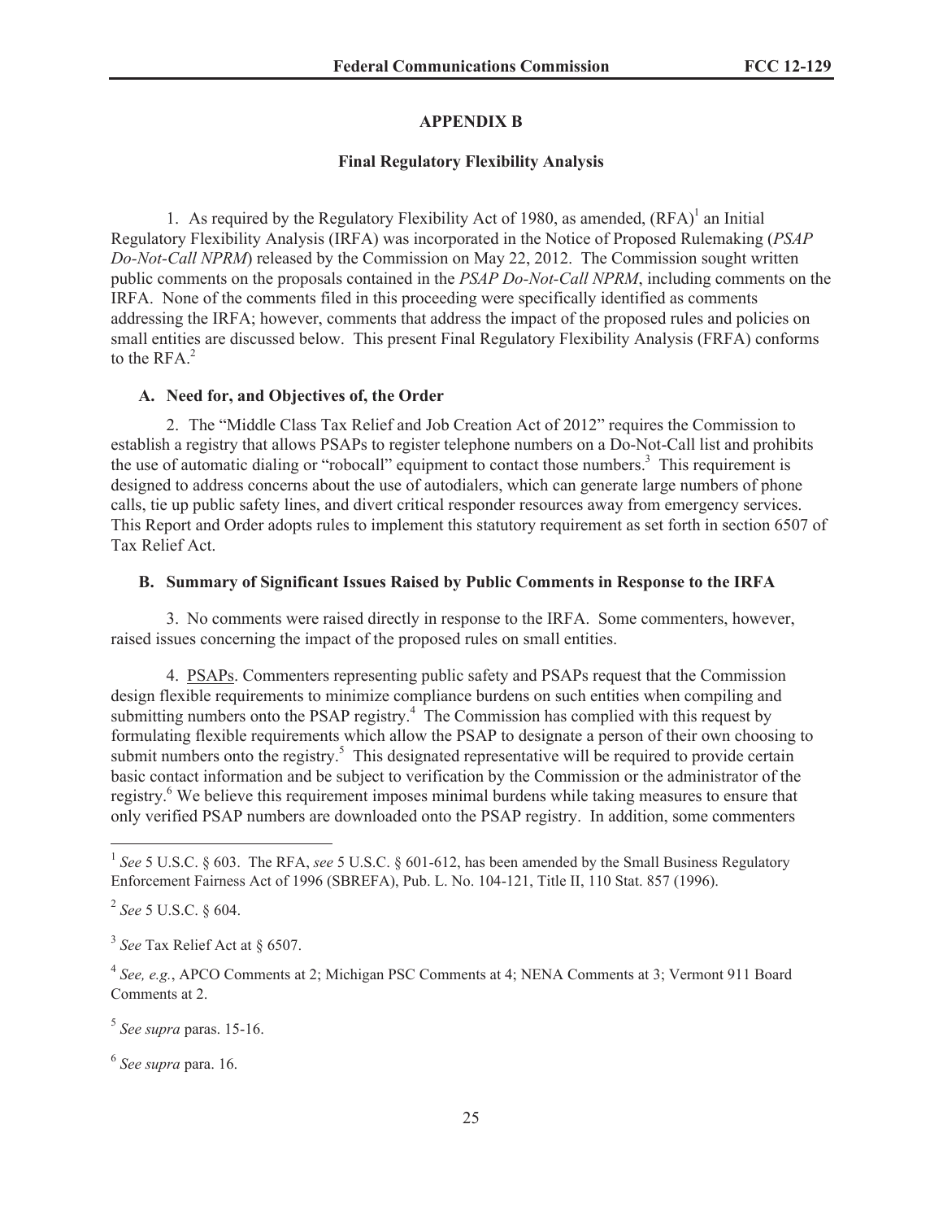## APPENDIX B

### Final Regulatory Flexibility Analysis

1. As required by the Regulatory Flexibility Act of 1980, as amended, (RFA)[1] an Initial Regulatory Flexibility Analysis (IRFA) was incorporated in the Notice of Proposed Rulemaking (*PSAP Do-Not-Call NPRM*) released by the Commission on May 22, 2012. The Commission sought written public comments on the proposals contained in the *PSAP Do-Not-Call NPRM*, including comments on the IRFA. None of the comments filed in this proceeding were specifically identified as comments addressing the IRFA; however, comments that address the impact of the proposed rules and policies on small entities are discussed below. This present Final Regulatory Flexibility Analysis (FRFA) conforms to the RFA.[2]

#### A. Need for, and Objectives of, the Order

2. The "Middle Class Tax Relief and Job Creation Act of 2012" requires the Commission to establish a registry that allows PSAPs to register telephone numbers on a Do-Not-Call list and prohibits the use of automatic dialing or "robocall" equipment to contact those numbers.[3] This requirement is designed to address concerns about the use of autodialers, which can generate large numbers of phone calls, tie up public safety lines, and divert critical responder resources away from emergency services. This Report and Order adopts rules to implement this statutory requirement as set forth in section 6507 of Tax Relief Act.

#### B. Summary of Significant Issues Raised by Public Comments in Response to the IRFA

3. No comments were raised directly in response to the IRFA. Some commenters, however, raised issues concerning the impact of the proposed rules on small entities.

4. PSAPs. Commenters representing public safety and PSAPs request that the Commission design flexible requirements to minimize compliance burdens on such entities when compiling and submitting numbers onto the PSAP registry.[4] The Commission has complied with this request by formulating flexible requirements which allow the PSAP to designate a person of their own choosing to submit numbers onto the registry.[5] This designated representative will be required to provide certain basic contact information and be subject to verification by the Commission or the administrator of the registry.[6] We believe this requirement imposes minimal burdens while taking measures to ensure that only verified PSAP numbers are downloaded onto the PSAP registry. In addition, some commenters

---

[1] *See* 5 U.S.C. § 603. The RFA, *see* 5 U.S.C. § 601-612, has been amended by the Small Business Regulatory Enforcement Fairness Act of 1996 (SBREFA), Pub. L. No. 104-121, Title II, 110 Stat. 857 (1996).

[2] *See* 5 U.S.C. § 604.

[3] *See* Tax Relief Act at § 6507.

[4] *See, e.g.*, APCO Comments at 2; Michigan PSC Comments at 4; NENA Comments at 3; Vermont 911 Board Comments at 2.

[5] *See supra* paras. 15-16.

[6] *See supra* para. 16.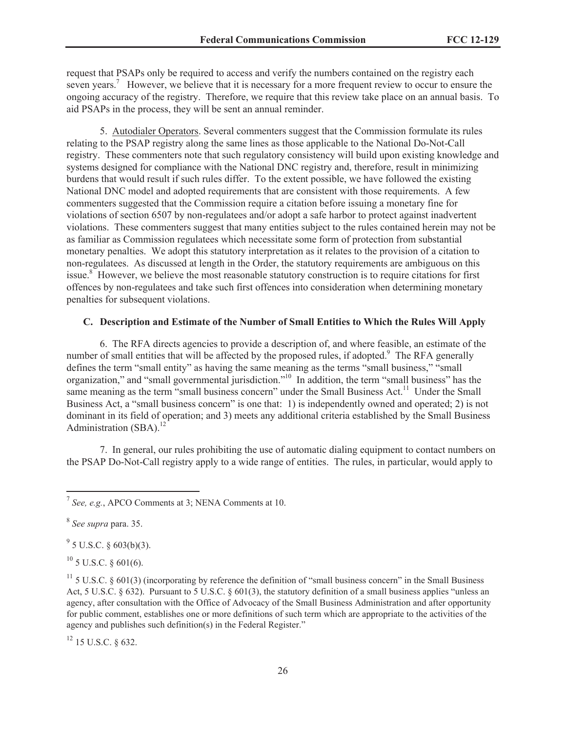request that PSAPs only be required to access and verify the numbers contained on the registry each seven years.[7] However, we believe that it is necessary for a more frequent review to occur to ensure the ongoing accuracy of the registry. Therefore, we require that this review take place on an annual basis. To aid PSAPs in the process, they will be sent an annual reminder.

5. Autodialer Operators. Several commenters suggest that the Commission formulate its rules relating to the PSAP registry along the same lines as those applicable to the National Do-Not-Call registry. These commenters note that such regulatory consistency will build upon existing knowledge and systems designed for compliance with the National DNC registry and, therefore, result in minimizing burdens that would result if such rules differ. To the extent possible, we have followed the existing National DNC model and adopted requirements that are consistent with those requirements. A few commenters suggested that the Commission require a citation before issuing a monetary fine for violations of section 6507 by non-regulatees and/or adopt a safe harbor to protect against inadvertent violations. These commenters suggest that many entities subject to the rules contained herein may not be as familiar as Commission regulatees which necessitate some form of protection from substantial monetary penalties. We adopt this statutory interpretation as it relates to the provision of a citation to non-regulatees. As discussed at length in the Order, the statutory requirements are ambiguous on this issue.[8] However, we believe the most reasonable statutory construction is to require citations for first offences by non-regulatees and take such first offences into consideration when determining monetary penalties for subsequent violations.

### C. Description and Estimate of the Number of Small Entities to Which the Rules Will Apply

6. The RFA directs agencies to provide a description of, and where feasible, an estimate of the number of small entities that will be affected by the proposed rules, if adopted.[9] The RFA generally defines the term "small entity" as having the same meaning as the terms "small business," "small organization," and "small governmental jurisdiction."[10] In addition, the term "small business" has the same meaning as the term "small business concern" under the Small Business Act.[11] Under the Small Business Act, a "small business concern" is one that: 1) is independently owned and operated; 2) is not dominant in its field of operation; and 3) meets any additional criteria established by the Small Business Administration (SBA).[12]

7. In general, our rules prohibiting the use of automatic dialing equipment to contact numbers on the PSAP Do-Not-Call registry apply to a wide range of entities. The rules, in particular, would apply to

---

[7] *See, e.g.*, APCO Comments at 3; NENA Comments at 10.

[8] *See supra* para. 35.

[9] 5 U.S.C. § 603(b)(3).

[10] 5 U.S.C. § 601(6).

[11] 5 U.S.C. § 601(3) (incorporating by reference the definition of "small business concern" in the Small Business Act, 5 U.S.C. § 632). Pursuant to 5 U.S.C. § 601(3), the statutory definition of a small business applies "unless an agency, after consultation with the Office of Advocacy of the Small Business Administration and after opportunity for public comment, establishes one or more definitions of such term which are appropriate to the activities of the agency and publishes such definition(s) in the Federal Register."

[12] 15 U.S.C. § 632.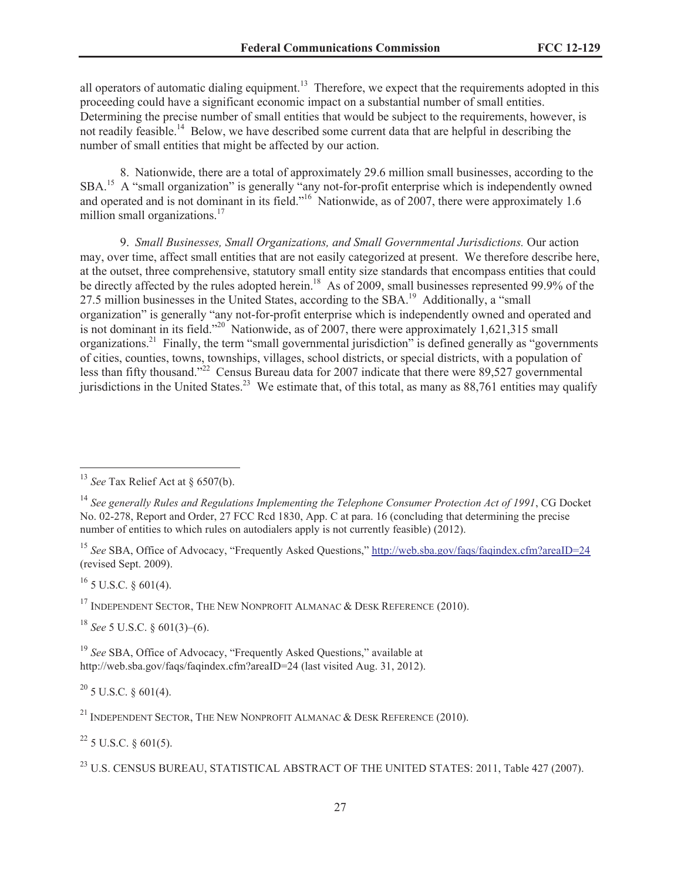all operators of automatic dialing equipment.[13] Therefore, we expect that the requirements adopted in this proceeding could have a significant economic impact on a substantial number of small entities. Determining the precise number of small entities that would be subject to the requirements, however, is not readily feasible.[14] Below, we have described some current data that are helpful in describing the number of small entities that might be affected by our action.

8. Nationwide, there are a total of approximately 29.6 million small businesses, according to the SBA.[15] A "small organization" is generally "any not-for-profit enterprise which is independently owned and operated and is not dominant in its field."[16] Nationwide, as of 2007, there were approximately 1.6 million small organizations.[17]

9. *Small Businesses, Small Organizations, and Small Governmental Jurisdictions.* Our action may, over time, affect small entities that are not easily categorized at present. We therefore describe here, at the outset, three comprehensive, statutory small entity size standards that encompass entities that could be directly affected by the rules adopted herein.[18] As of 2009, small businesses represented 99.9% of the 27.5 million businesses in the United States, according to the SBA.[19] Additionally, a "small organization" is generally "any not-for-profit enterprise which is independently owned and operated and is not dominant in its field."[20] Nationwide, as of 2007, there were approximately 1,621,315 small organizations.[21] Finally, the term "small governmental jurisdiction" is defined generally as "governments of cities, counties, towns, townships, villages, school districts, or special districts, with a population of less than fifty thousand."[22] Census Bureau data for 2007 indicate that there were 89,527 governmental jurisdictions in the United States.[23] We estimate that, of this total, as many as 88,761 entities may qualify

---

[13] *See* Tax Relief Act at § 6507(b).

[14] *See generally Rules and Regulations Implementing the Telephone Consumer Protection Act of 1991*, CG Docket No. 02-278, Report and Order, 27 FCC Rcd 1830, App. C at para. 16 (concluding that determining the precise number of entities to which rules on autodialers apply is not currently feasible) (2012).

[15] *See* SBA, Office of Advocacy, "Frequently Asked Questions," http://web.sba.gov/faqs/faqindex.cfm?areaID=24 (revised Sept. 2009).

[16] 5 U.S.C. § 601(4).

[17] INDEPENDENT SECTOR, THE NEW NONPROFIT ALMANAC & DESK REFERENCE (2010).

[18] *See* 5 U.S.C. § 601(3)–(6).

[19] *See* SBA, Office of Advocacy, "Frequently Asked Questions," available at http://web.sba.gov/faqs/faqindex.cfm?areaID=24 (last visited Aug. 31, 2012).

[20] 5 U.S.C. § 601(4).

[21] INDEPENDENT SECTOR, THE NEW NONPROFIT ALMANAC & DESK REFERENCE (2010).

[22] 5 U.S.C. § 601(5).

[23] U.S. CENSUS BUREAU, STATISTICAL ABSTRACT OF THE UNITED STATES: 2011, Table 427 (2007).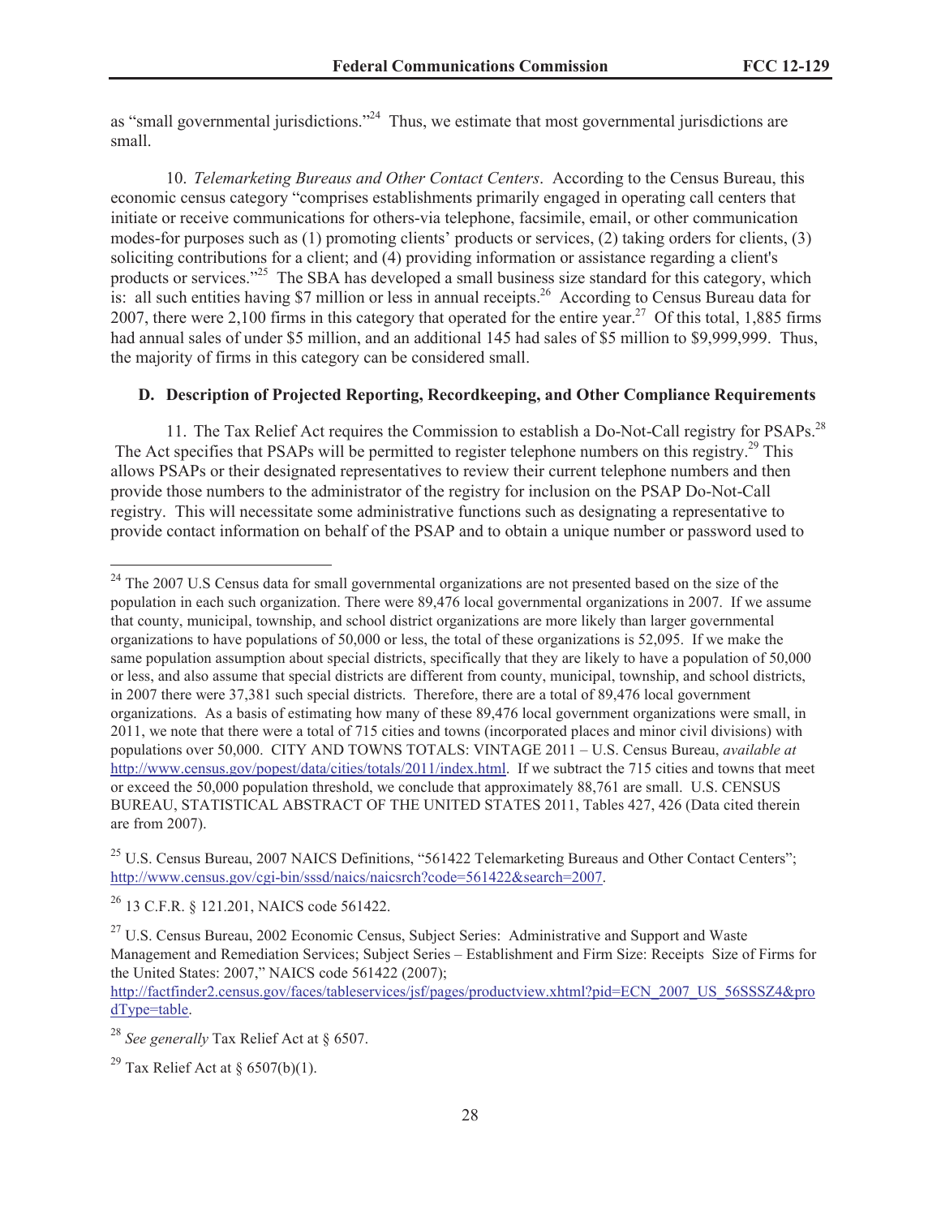as "small governmental jurisdictions."[24] Thus, we estimate that most governmental jurisdictions are small.

10. *Telemarketing Bureaus and Other Contact Centers*. According to the Census Bureau, this economic census category "comprises establishments primarily engaged in operating call centers that initiate or receive communications for others-via telephone, facsimile, email, or other communication modes-for purposes such as (1) promoting clients' products or services, (2) taking orders for clients, (3) soliciting contributions for a client; and (4) providing information or assistance regarding a client's products or services."[25] The SBA has developed a small business size standard for this category, which is: all such entities having $7 million or less in annual receipts.[26] According to Census Bureau data for 2007, there were 2,100 firms in this category that operated for the entire year.[27] Of this total, 1,885 firms had annual sales of under $5 million, and an additional 145 had sales of $5 million to $9,999,999. Thus, the majority of firms in this category can be considered small.

### D. Description of Projected Reporting, Recordkeeping, and Other Compliance Requirements

11. The Tax Relief Act requires the Commission to establish a Do-Not-Call registry for PSAPs.[28] The Act specifies that PSAPs will be permitted to register telephone numbers on this registry.[29] This allows PSAPs or their designated representatives to review their current telephone numbers and then provide those numbers to the administrator of the registry for inclusion on the PSAP Do-Not-Call registry. This will necessitate some administrative functions such as designating a representative to provide contact information on behalf of the PSAP and to obtain a unique number or password used to

---

[24] The 2007 U.S Census data for small governmental organizations are not presented based on the size of the population in each such organization. There were 89,476 local governmental organizations in 2007. If we assume that county, municipal, township, and school district organizations are more likely than larger governmental organizations to have populations of 50,000 or less, the total of these organizations is 52,095. If we make the same population assumption about special districts, specifically that they are likely to have a population of 50,000 or less, and also assume that special districts are different from county, municipal, township, and school districts, in 2007 there were 37,381 such special districts. Therefore, there are a total of 89,476 local government organizations. As a basis of estimating how many of these 89,476 local government organizations were small, in 2011, we note that there were a total of 715 cities and towns (incorporated places and minor civil divisions) with populations over 50,000. CITY AND TOWNS TOTALS: VINTAGE 2011 – U.S. Census Bureau, *available at* http://www.census.gov/popest/data/cities/totals/2011/index.html. If we subtract the 715 cities and towns that meet or exceed the 50,000 population threshold, we conclude that approximately 88,761 are small. U.S. CENSUS BUREAU, STATISTICAL ABSTRACT OF THE UNITED STATES 2011, Tables 427, 426 (Data cited therein are from 2007).

[25] U.S. Census Bureau, 2007 NAICS Definitions, "561422 Telemarketing Bureaus and Other Contact Centers"; http://www.census.gov/cgi-bin/sssd/naics/naicsrch?code=561422&search=2007.

[26] 13 C.F.R. § 121.201, NAICS code 561422.

[27] U.S. Census Bureau, 2002 Economic Census, Subject Series: Administrative and Support and Waste Management and Remediation Services; Subject Series – Establishment and Firm Size: Receipts Size of Firms for the United States: 2007," NAICS code 561422 (2007); http://factfinder2.census.gov/faces/tableservices/jsf/pages/productview.xhtml?pid=ECN_2007_US_56SSSZ4&prodType=table.

[28] *See generally* Tax Relief Act at § 6507.

[29] Tax Relief Act at § 6507(b)(1).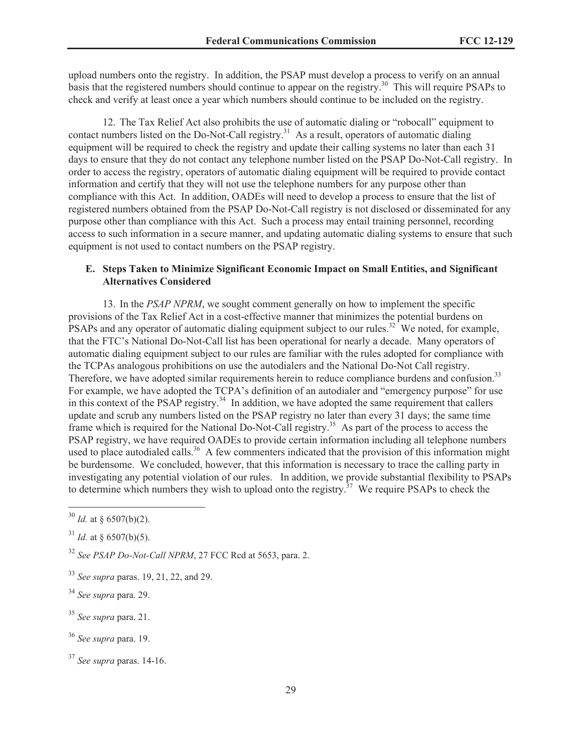upload numbers onto the registry. In addition, the PSAP must develop a process to verify on an annual basis that the registered numbers should continue to appear on the registry.[30] This will require PSAPs to check and verify at least once a year which numbers should continue to be included on the registry.

12. The Tax Relief Act also prohibits the use of automatic dialing or "robocall" equipment to contact numbers listed on the Do-Not-Call registry.[31] As a result, operators of automatic dialing equipment will be required to check the registry and update their calling systems no later than each 31 days to ensure that they do not contact any telephone number listed on the PSAP Do-Not-Call registry. In order to access the registry, operators of automatic dialing equipment will be required to provide contact information and certify that they will not use the telephone numbers for any purpose other than compliance with this Act. In addition, OADEs will need to develop a process to ensure that the list of registered numbers obtained from the PSAP Do-Not-Call registry is not disclosed or disseminated for any purpose other than compliance with this Act. Such a process may entail training personnel, recording access to such information in a secure manner, and updating automatic dialing systems to ensure that such equipment is not used to contact numbers on the PSAP registry.

### E. Steps Taken to Minimize Significant Economic Impact on Small Entities, and Significant Alternatives Considered

13. In the *PSAP NPRM*, we sought comment generally on how to implement the specific provisions of the Tax Relief Act in a cost-effective manner that minimizes the potential burdens on PSAPs and any operator of automatic dialing equipment subject to our rules.[32] We noted, for example, that the FTC's National Do-Not-Call list has been operational for nearly a decade. Many operators of automatic dialing equipment subject to our rules are familiar with the rules adopted for compliance with the TCPAs analogous prohibitions on use the autodialers and the National Do-Not Call registry. Therefore, we have adopted similar requirements herein to reduce compliance burdens and confusion.[33] For example, we have adopted the TCPA's definition of an autodialer and "emergency purpose" for use in this context of the PSAP registry.[34] In addition, we have adopted the same requirement that callers update and scrub any numbers listed on the PSAP registry no later than every 31 days; the same time frame which is required for the National Do-Not-Call registry.[35] As part of the process to access the PSAP registry, we have required OADEs to provide certain information including all telephone numbers used to place autodialed calls.[36] A few commenters indicated that the provision of this information might be burdensome. We concluded, however, that this information is necessary to trace the calling party in investigating any potential violation of our rules. In addition, we provide substantial flexibility to PSAPs to determine which numbers they wish to upload onto the registry.[37] We require PSAPs to check the

---

[30] *Id.* at § 6507(b)(2).

[31] *Id.* at § 6507(b)(5).

[32] *See PSAP Do-Not-Call NPRM*, 27 FCC Rcd at 5653, para. 2.

[33] *See supra* paras. 19, 21, 22, and 29.

[34] *See supra* para. 29.

[35] *See supra* para. 21.

[36] *See supra* para. 19.

[37] *See supra* paras. 14-16.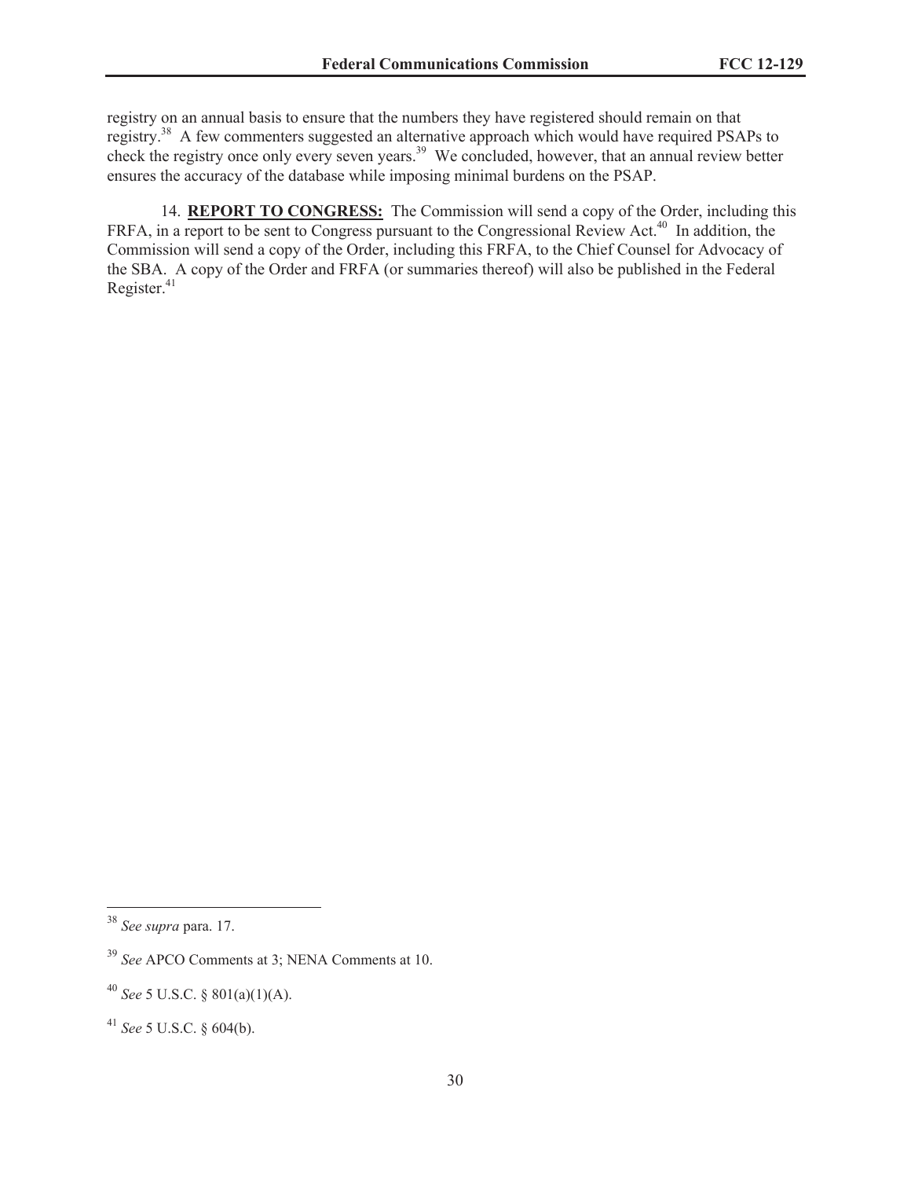registry on an annual basis to ensure that the numbers they have registered should remain on that registry.[38] A few commenters suggested an alternative approach which would have required PSAPs to check the registry once only every seven years.[39] We concluded, however, that an annual review better ensures the accuracy of the database while imposing minimal burdens on the PSAP.

14. **REPORT TO CONGRESS:** The Commission will send a copy of the Order, including this FRFA, in a report to be sent to Congress pursuant to the Congressional Review Act.[40] In addition, the Commission will send a copy of the Order, including this FRFA, to the Chief Counsel for Advocacy of the SBA. A copy of the Order and FRFA (or summaries thereof) will also be published in the Federal Register.[41]

---

[38] *See supra* para. 17.

[39] *See* APCO Comments at 3; NENA Comments at 10.

[40] *See* 5 U.S.C. § 801(a)(1)(A).

[41] *See* 5 U.S.C. § 604(b).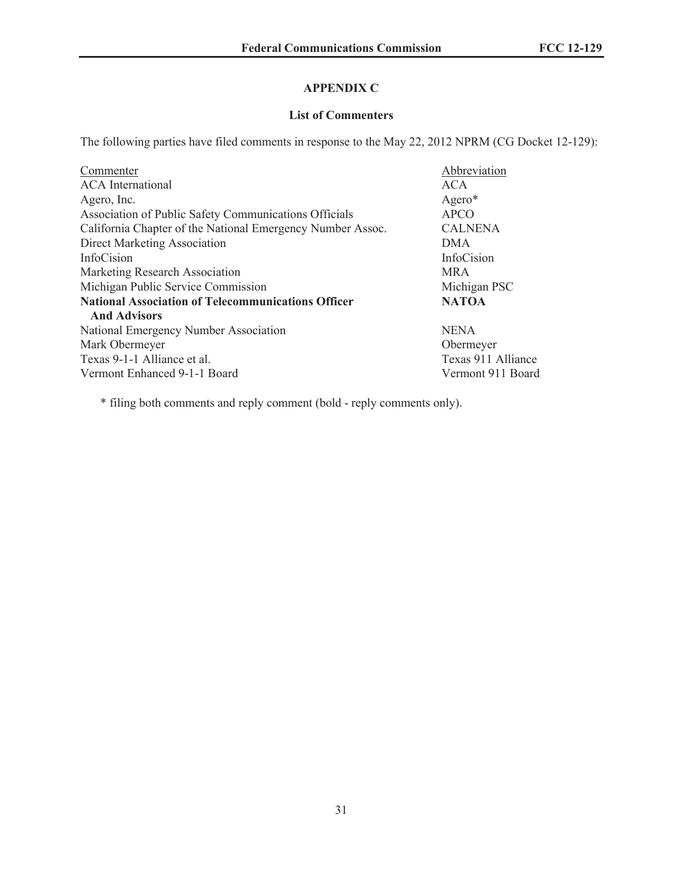## APPENDIX C

### List of Commenters

The following parties have filed comments in response to the May 22, 2012 NPRM (CG Docket 12-129):

| Commenter | Abbreviation |
|---|---|
| ACA International | ACA |
| Agero, Inc. | Agero* |
| Association of Public Safety Communications Officials | APCO |
| California Chapter of the National Emergency Number Assoc. | CALNENA |
| Direct Marketing Association | DMA |
| InfoCision | InfoCision |
| Marketing Research Association | MRA |
| Michigan Public Service Commission | Michigan PSC |
| **National Association of Telecommunications Officer And Advisors** | **NATOA** |
| National Emergency Number Association | NENA |
| Mark Obermeyer | Obermeyer |
| Texas 9-1-1 Alliance et al. | Texas 911 Alliance |
| Vermont Enhanced 9-1-1 Board | Vermont 911 Board |

* filing both comments and reply comment (bold - reply comments only).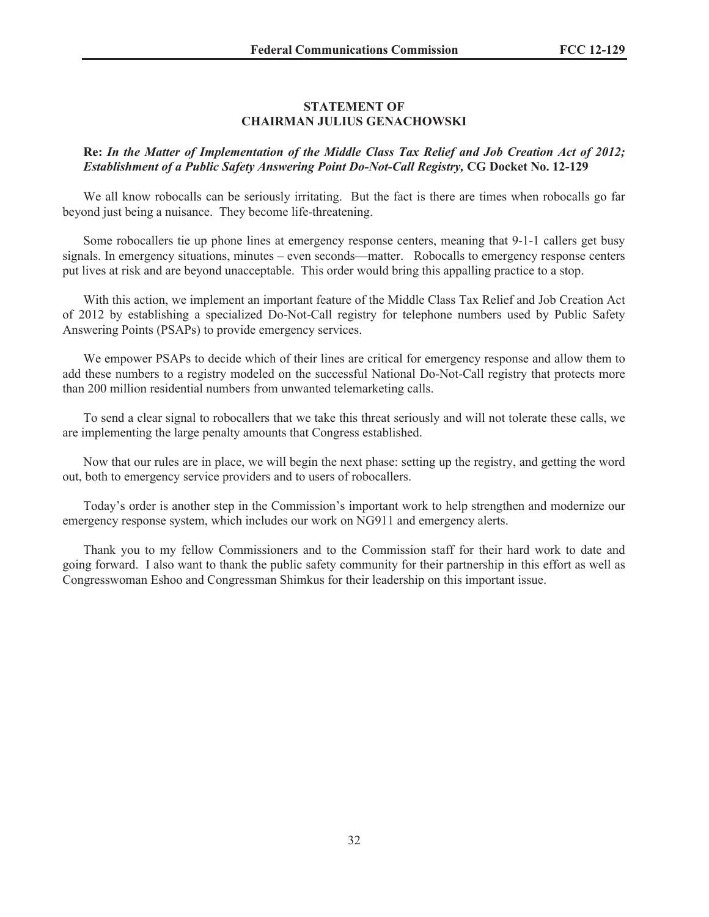## STATEMENT OF CHAIRMAN JULIUS GENACHOWSKI

**Re:** ***In the Matter of Implementation of the Middle Class Tax Relief and Job Creation Act of 2012; Establishment of a Public Safety Answering Point Do-Not-Call Registry,*** **CG Docket No. 12-129**

We all know robocalls can be seriously irritating. But the fact is there are times when robocalls go far beyond just being a nuisance. They become life-threatening.

Some robocallers tie up phone lines at emergency response centers, meaning that 9-1-1 callers get busy signals. In emergency situations, minutes – even seconds—matter. Robocalls to emergency response centers put lives at risk and are beyond unacceptable. This order would bring this appalling practice to a stop.

With this action, we implement an important feature of the Middle Class Tax Relief and Job Creation Act of 2012 by establishing a specialized Do-Not-Call registry for telephone numbers used by Public Safety Answering Points (PSAPs) to provide emergency services.

We empower PSAPs to decide which of their lines are critical for emergency response and allow them to add these numbers to a registry modeled on the successful National Do-Not-Call registry that protects more than 200 million residential numbers from unwanted telemarketing calls.

To send a clear signal to robocallers that we take this threat seriously and will not tolerate these calls, we are implementing the large penalty amounts that Congress established.

Now that our rules are in place, we will begin the next phase: setting up the registry, and getting the word out, both to emergency service providers and to users of robocallers.

Today's order is another step in the Commission's important work to help strengthen and modernize our emergency response system, which includes our work on NG911 and emergency alerts.

Thank you to my fellow Commissioners and to the Commission staff for their hard work to date and going forward. I also want to thank the public safety community for their partnership in this effort as well as Congresswoman Eshoo and Congressman Shimkus for their leadership on this important issue.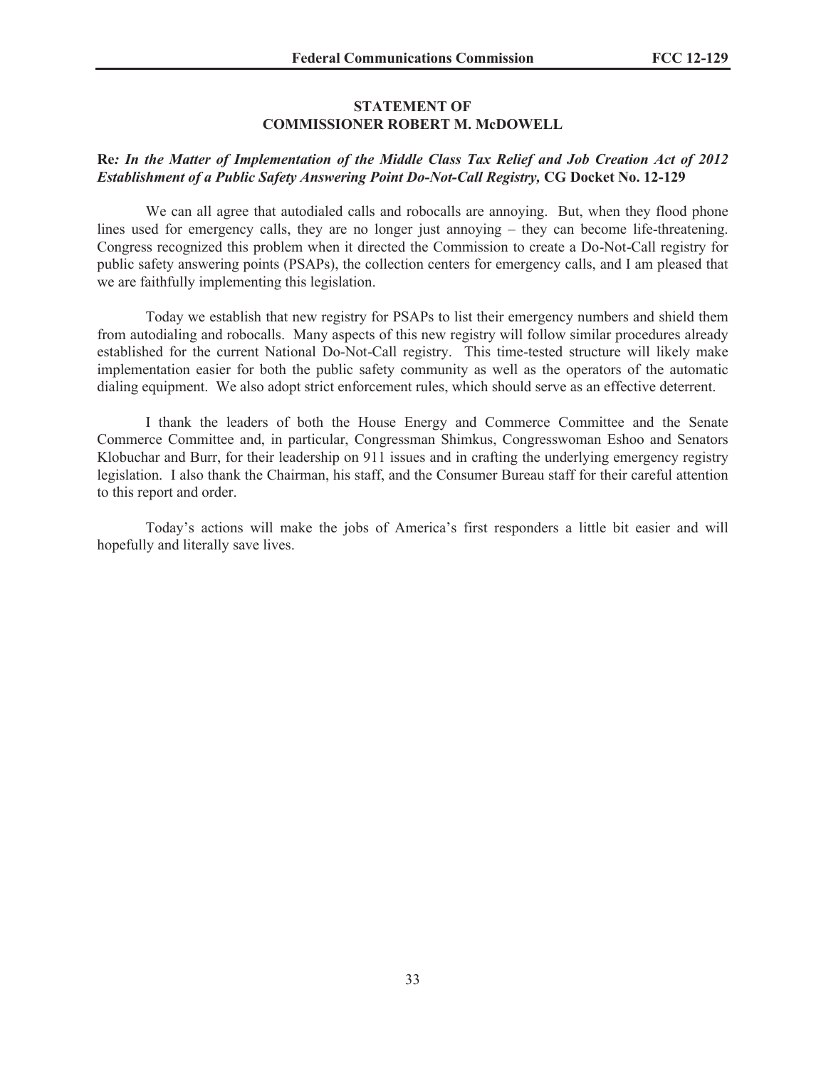**STATEMENT OF**
**COMMISSIONER ROBERT M. McDOWELL**

**Re***: In the Matter of Implementation of the Middle Class Tax Relief and Job Creation Act of 2012 Establishment of a Public Safety Answering Point Do-Not-Call Registry,* **CG Docket No. 12-129**

We can all agree that autodialed calls and robocalls are annoying. But, when they flood phone lines used for emergency calls, they are no longer just annoying – they can become life-threatening. Congress recognized this problem when it directed the Commission to create a Do-Not-Call registry for public safety answering points (PSAPs), the collection centers for emergency calls, and I am pleased that we are faithfully implementing this legislation.

Today we establish that new registry for PSAPs to list their emergency numbers and shield them from autodialing and robocalls. Many aspects of this new registry will follow similar procedures already established for the current National Do-Not-Call registry. This time-tested structure will likely make implementation easier for both the public safety community as well as the operators of the automatic dialing equipment. We also adopt strict enforcement rules, which should serve as an effective deterrent.

I thank the leaders of both the House Energy and Commerce Committee and the Senate Commerce Committee and, in particular, Congressman Shimkus, Congresswoman Eshoo and Senators Klobuchar and Burr, for their leadership on 911 issues and in crafting the underlying emergency registry legislation. I also thank the Chairman, his staff, and the Consumer Bureau staff for their careful attention to this report and order.

Today's actions will make the jobs of America's first responders a little bit easier and will hopefully and literally save lives.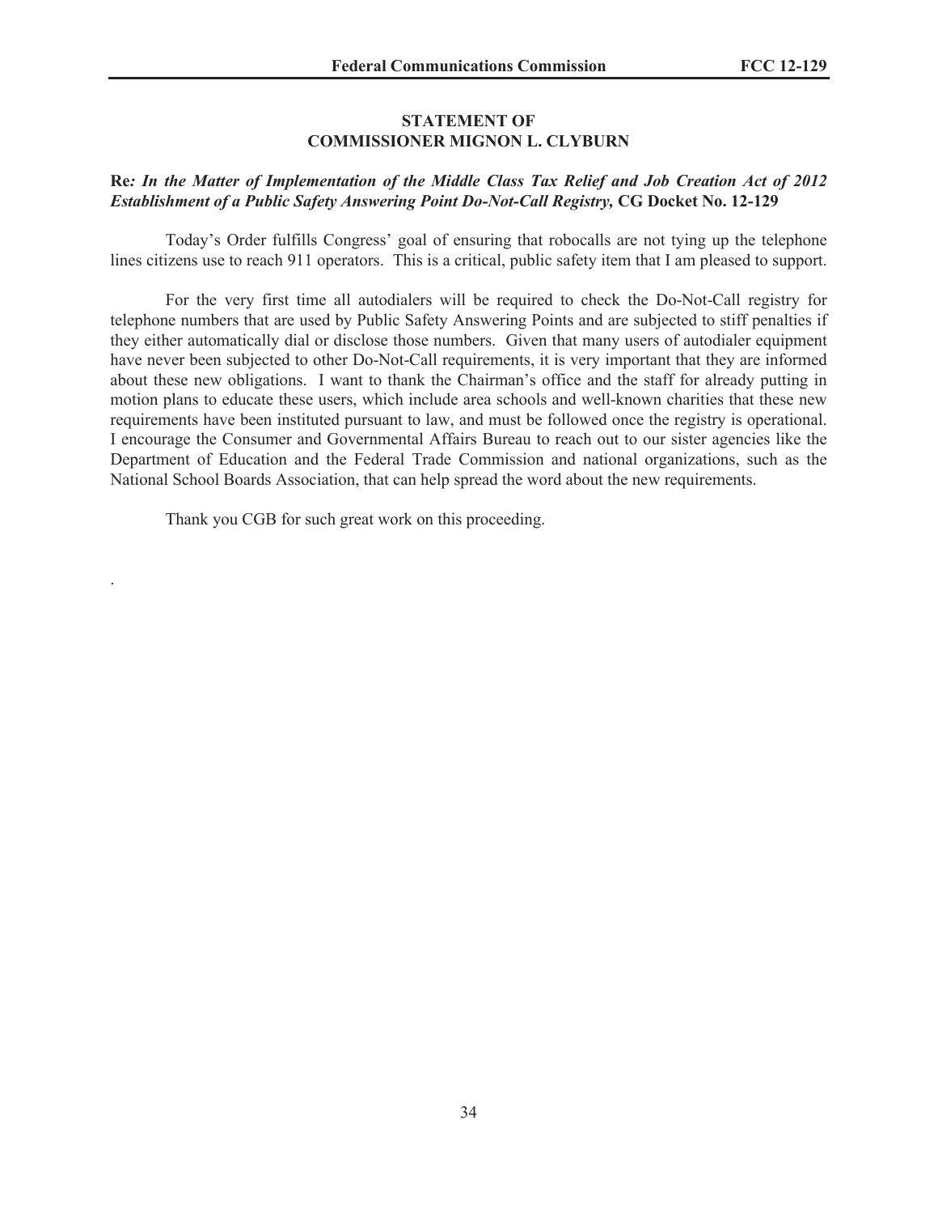**STATEMENT OF**
**COMMISSIONER MIGNON L. CLYBURN**

**Re*: In the Matter of Implementation of the Middle Class Tax Relief and Job Creation Act of 2012 Establishment of a Public Safety Answering Point Do-Not-Call Registry,* CG Docket No. 12-129**

Today's Order fulfills Congress' goal of ensuring that robocalls are not tying up the telephone lines citizens use to reach 911 operators. This is a critical, public safety item that I am pleased to support.

For the very first time all autodialers will be required to check the Do-Not-Call registry for telephone numbers that are used by Public Safety Answering Points and are subjected to stiff penalties if they either automatically dial or disclose those numbers. Given that many users of autodialer equipment have never been subjected to other Do-Not-Call requirements, it is very important that they are informed about these new obligations. I want to thank the Chairman's office and the staff for already putting in motion plans to educate these users, which include area schools and well-known charities that these new requirements have been instituted pursuant to law, and must be followed once the registry is operational. I encourage the Consumer and Governmental Affairs Bureau to reach out to our sister agencies like the Department of Education and the Federal Trade Commission and national organizations, such as the National School Boards Association, that can help spread the word about the new requirements.

Thank you CGB for such great work on this proceeding.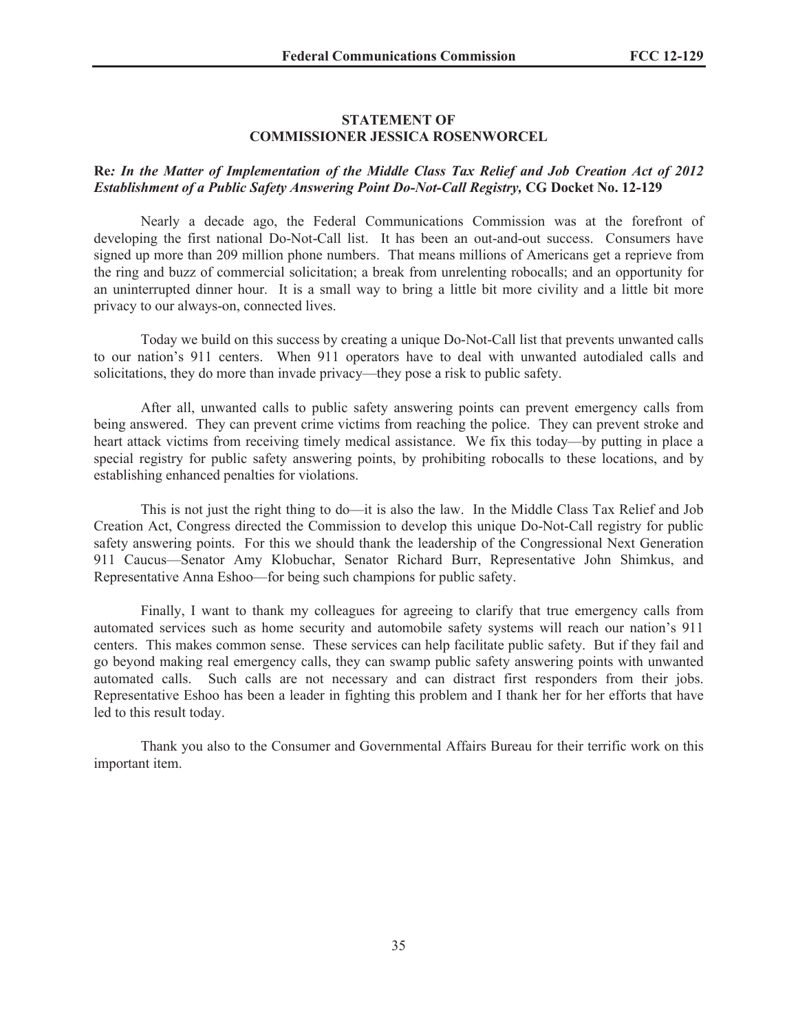**STATEMENT OF**
**COMMISSIONER JESSICA ROSENWORCEL**

**Re***: In the Matter of Implementation of the Middle Class Tax Relief and Job Creation Act of 2012 Establishment of a Public Safety Answering Point Do-Not-Call Registry,* **CG Docket No. 12-129**

Nearly a decade ago, the Federal Communications Commission was at the forefront of developing the first national Do-Not-Call list. It has been an out-and-out success. Consumers have signed up more than 209 million phone numbers. That means millions of Americans get a reprieve from the ring and buzz of commercial solicitation; a break from unrelenting robocalls; and an opportunity for an uninterrupted dinner hour. It is a small way to bring a little bit more civility and a little bit more privacy to our always-on, connected lives.

Today we build on this success by creating a unique Do-Not-Call list that prevents unwanted calls to our nation's 911 centers. When 911 operators have to deal with unwanted autodialed calls and solicitations, they do more than invade privacy—they pose a risk to public safety.

After all, unwanted calls to public safety answering points can prevent emergency calls from being answered. They can prevent crime victims from reaching the police. They can prevent stroke and heart attack victims from receiving timely medical assistance. We fix this today—by putting in place a special registry for public safety answering points, by prohibiting robocalls to these locations, and by establishing enhanced penalties for violations.

This is not just the right thing to do—it is also the law. In the Middle Class Tax Relief and Job Creation Act, Congress directed the Commission to develop this unique Do-Not-Call registry for public safety answering points. For this we should thank the leadership of the Congressional Next Generation 911 Caucus—Senator Amy Klobuchar, Senator Richard Burr, Representative John Shimkus, and Representative Anna Eshoo—for being such champions for public safety.

Finally, I want to thank my colleagues for agreeing to clarify that true emergency calls from automated services such as home security and automobile safety systems will reach our nation's 911 centers. This makes common sense. These services can help facilitate public safety. But if they fail and go beyond making real emergency calls, they can swamp public safety answering points with unwanted automated calls. Such calls are not necessary and can distract first responders from their jobs. Representative Eshoo has been a leader in fighting this problem and I thank her for her efforts that have led to this result today.

Thank you also to the Consumer and Governmental Affairs Bureau for their terrific work on this important item.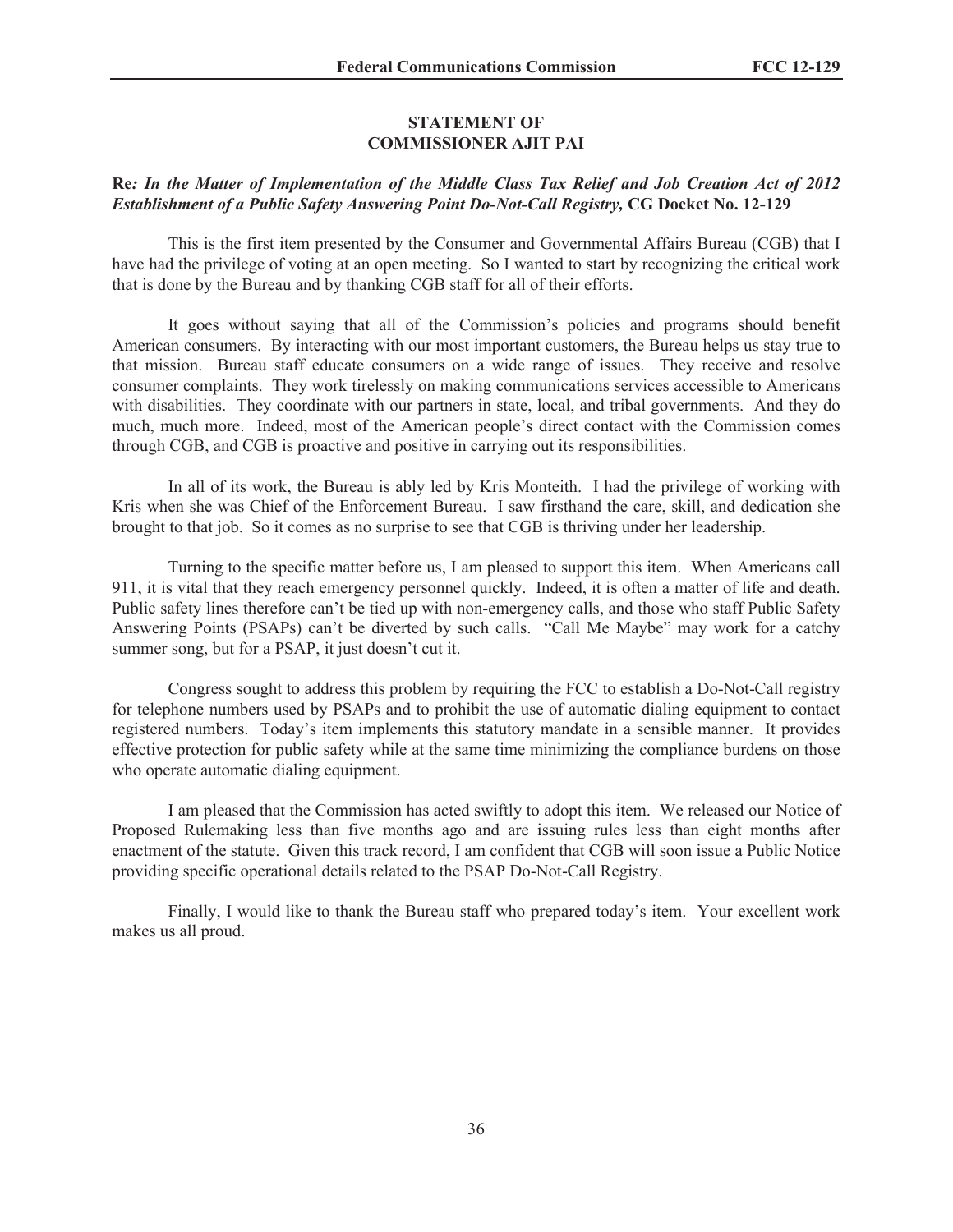## STATEMENT OF
## COMMISSIONER AJIT PAI

**Re***: In the Matter of Implementation of the Middle Class Tax Relief and Job Creation Act of 2012 Establishment of a Public Safety Answering Point Do-Not-Call Registry,* **CG Docket No. 12-129**

This is the first item presented by the Consumer and Governmental Affairs Bureau (CGB) that I have had the privilege of voting at an open meeting. So I wanted to start by recognizing the critical work that is done by the Bureau and by thanking CGB staff for all of their efforts.

It goes without saying that all of the Commission's policies and programs should benefit American consumers. By interacting with our most important customers, the Bureau helps us stay true to that mission. Bureau staff educate consumers on a wide range of issues. They receive and resolve consumer complaints. They work tirelessly on making communications services accessible to Americans with disabilities. They coordinate with our partners in state, local, and tribal governments. And they do much, much more. Indeed, most of the American people's direct contact with the Commission comes through CGB, and CGB is proactive and positive in carrying out its responsibilities.

In all of its work, the Bureau is ably led by Kris Monteith. I had the privilege of working with Kris when she was Chief of the Enforcement Bureau. I saw firsthand the care, skill, and dedication she brought to that job. So it comes as no surprise to see that CGB is thriving under her leadership.

Turning to the specific matter before us, I am pleased to support this item. When Americans call 911, it is vital that they reach emergency personnel quickly. Indeed, it is often a matter of life and death. Public safety lines therefore can't be tied up with non-emergency calls, and those who staff Public Safety Answering Points (PSAPs) can't be diverted by such calls. "Call Me Maybe" may work for a catchy summer song, but for a PSAP, it just doesn't cut it.

Congress sought to address this problem by requiring the FCC to establish a Do-Not-Call registry for telephone numbers used by PSAPs and to prohibit the use of automatic dialing equipment to contact registered numbers. Today's item implements this statutory mandate in a sensible manner. It provides effective protection for public safety while at the same time minimizing the compliance burdens on those who operate automatic dialing equipment.

I am pleased that the Commission has acted swiftly to adopt this item. We released our Notice of Proposed Rulemaking less than five months ago and are issuing rules less than eight months after enactment of the statute. Given this track record, I am confident that CGB will soon issue a Public Notice providing specific operational details related to the PSAP Do-Not-Call Registry.

Finally, I would like to thank the Bureau staff who prepared today's item. Your excellent work makes us all proud.